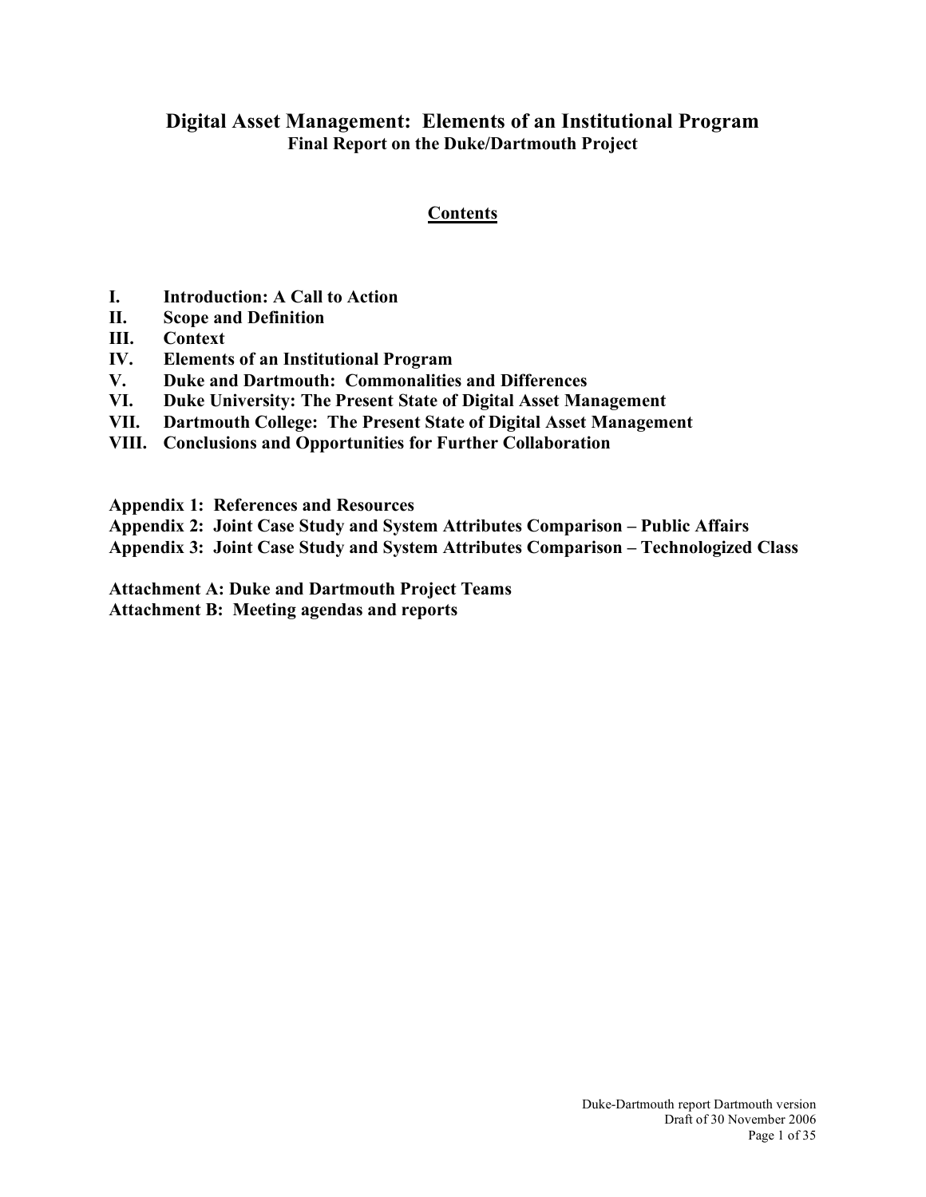# Digital Asset Management: Elements of an Institutional Program

## Final Report on the Duke/Dartmouth Project

### Contents

- **I. Introduction: A Call to Action**
- **II. Scope and Definition**
- **III. Context**
- **IV. Elements of an Institutional Program**
- **V. Duke and Dartmouth: Commonalities and Differences**
- **VI. Duke University: The Present State of Digital Asset Management**
- **VII. Dartmouth College: The Present State of Digital Asset Management**
- **VIII. Conclusions and Opportunities for Further Collaboration**

**Appendix 1: References and Resources**
**Appendix 2: Joint Case Study and System Attributes Comparison – Public Affairs**
**Appendix 3: Joint Case Study and System Attributes Comparison – Technologized Class**

**Attachment A: Duke and Dartmouth Project Teams**
**Attachment B: Meeting agendas and reports**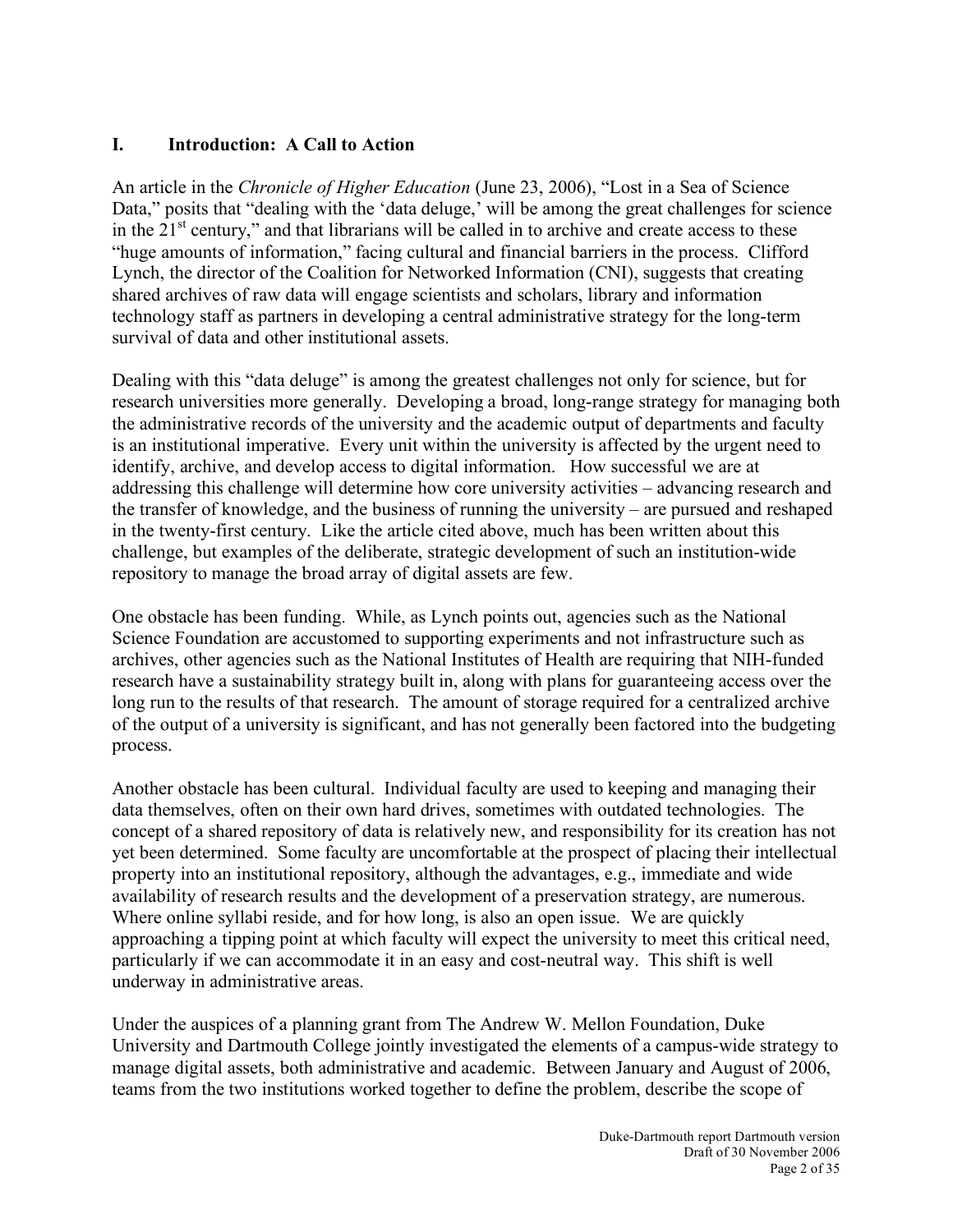## I. Introduction: A Call to Action

An article in the *Chronicle of Higher Education* (June 23, 2006), "Lost in a Sea of Science Data," posits that "dealing with the 'data deluge,' will be among the great challenges for science in the 21st century," and that librarians will be called in to archive and create access to these "huge amounts of information," facing cultural and financial barriers in the process. Clifford Lynch, the director of the Coalition for Networked Information (CNI), suggests that creating shared archives of raw data will engage scientists and scholars, library and information technology staff as partners in developing a central administrative strategy for the long-term survival of data and other institutional assets.

Dealing with this "data deluge" is among the greatest challenges not only for science, but for research universities more generally. Developing a broad, long-range strategy for managing both the administrative records of the university and the academic output of departments and faculty is an institutional imperative. Every unit within the university is affected by the urgent need to identify, archive, and develop access to digital information. How successful we are at addressing this challenge will determine how core university activities – advancing research and the transfer of knowledge, and the business of running the university – are pursued and reshaped in the twenty-first century. Like the article cited above, much has been written about this challenge, but examples of the deliberate, strategic development of such an institution-wide repository to manage the broad array of digital assets are few.

One obstacle has been funding. While, as Lynch points out, agencies such as the National Science Foundation are accustomed to supporting experiments and not infrastructure such as archives, other agencies such as the National Institutes of Health are requiring that NIH-funded research have a sustainability strategy built in, along with plans for guaranteeing access over the long run to the results of that research. The amount of storage required for a centralized archive of the output of a university is significant, and has not generally been factored into the budgeting process.

Another obstacle has been cultural. Individual faculty are used to keeping and managing their data themselves, often on their own hard drives, sometimes with outdated technologies. The concept of a shared repository of data is relatively new, and responsibility for its creation has not yet been determined. Some faculty are uncomfortable at the prospect of placing their intellectual property into an institutional repository, although the advantages, e.g., immediate and wide availability of research results and the development of a preservation strategy, are numerous. Where online syllabi reside, and for how long, is also an open issue. We are quickly approaching a tipping point at which faculty will expect the university to meet this critical need, particularly if we can accommodate it in an easy and cost-neutral way. This shift is well underway in administrative areas.

Under the auspices of a planning grant from The Andrew W. Mellon Foundation, Duke University and Dartmouth College jointly investigated the elements of a campus-wide strategy to manage digital assets, both administrative and academic. Between January and August of 2006, teams from the two institutions worked together to define the problem, describe the scope of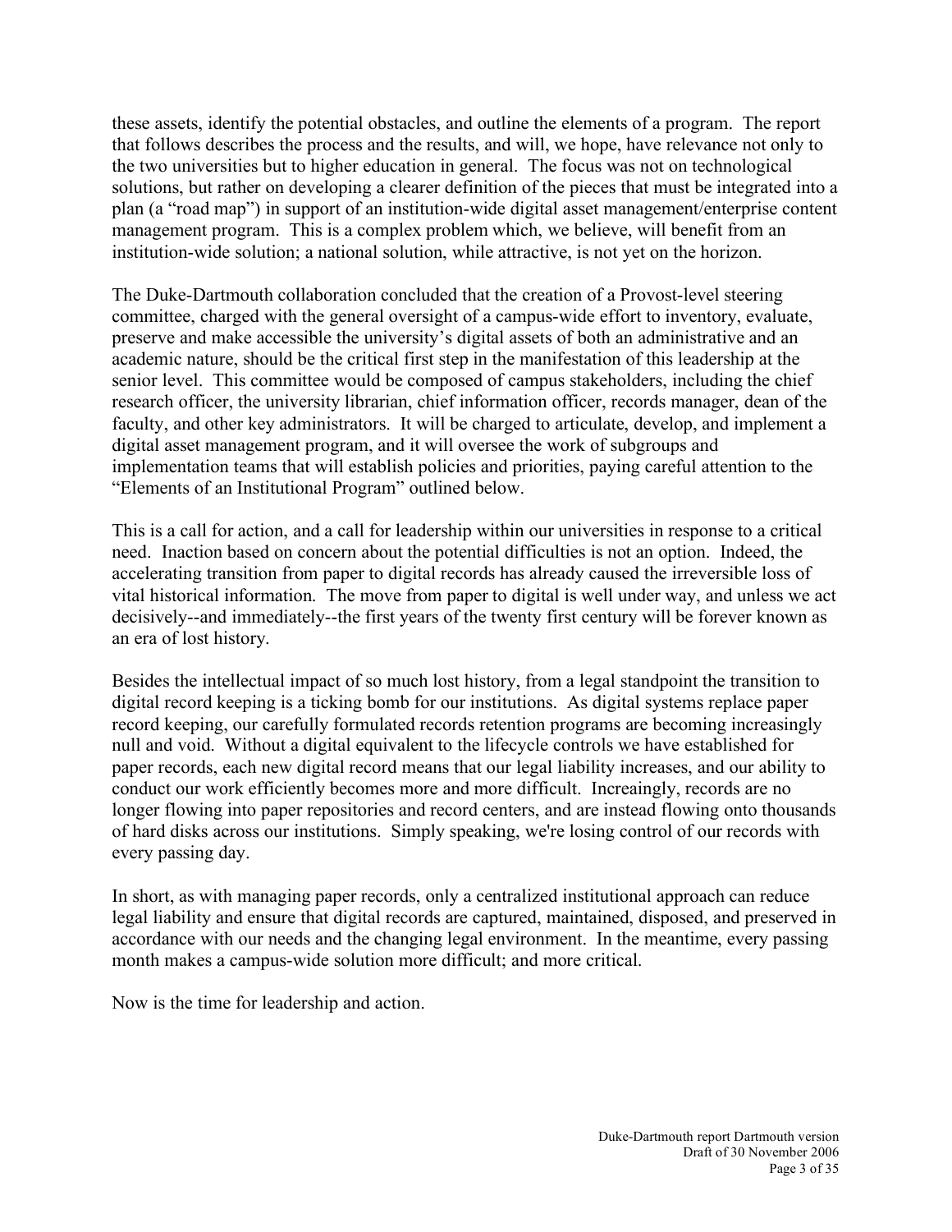these assets, identify the potential obstacles, and outline the elements of a program. The report that follows describes the process and the results, and will, we hope, have relevance not only to the two universities but to higher education in general. The focus was not on technological solutions, but rather on developing a clearer definition of the pieces that must be integrated into a plan (a "road map") in support of an institution-wide digital asset management/enterprise content management program. This is a complex problem which, we believe, will benefit from an institution-wide solution; a national solution, while attractive, is not yet on the horizon.

The Duke-Dartmouth collaboration concluded that the creation of a Provost-level steering committee, charged with the general oversight of a campus-wide effort to inventory, evaluate, preserve and make accessible the university's digital assets of both an administrative and an academic nature, should be the critical first step in the manifestation of this leadership at the senior level. This committee would be composed of campus stakeholders, including the chief research officer, the university librarian, chief information officer, records manager, dean of the faculty, and other key administrators. It will be charged to articulate, develop, and implement a digital asset management program, and it will oversee the work of subgroups and implementation teams that will establish policies and priorities, paying careful attention to the "Elements of an Institutional Program" outlined below.

This is a call for action, and a call for leadership within our universities in response to a critical need. Inaction based on concern about the potential difficulties is not an option. Indeed, the accelerating transition from paper to digital records has already caused the irreversible loss of vital historical information. The move from paper to digital is well under way, and unless we act decisively--and immediately--the first years of the twenty first century will be forever known as an era of lost history.

Besides the intellectual impact of so much lost history, from a legal standpoint the transition to digital record keeping is a ticking bomb for our institutions. As digital systems replace paper record keeping, our carefully formulated records retention programs are becoming increasingly null and void. Without a digital equivalent to the lifecycle controls we have established for paper records, each new digital record means that our legal liability increases, and our ability to conduct our work efficiently becomes more and more difficult. Increaingly, records are no longer flowing into paper repositories and record centers, and are instead flowing onto thousands of hard disks across our institutions. Simply speaking, we're losing control of our records with every passing day.

In short, as with managing paper records, only a centralized institutional approach can reduce legal liability and ensure that digital records are captured, maintained, disposed, and preserved in accordance with our needs and the changing legal environment. In the meantime, every passing month makes a campus-wide solution more difficult; and more critical.

Now is the time for leadership and action.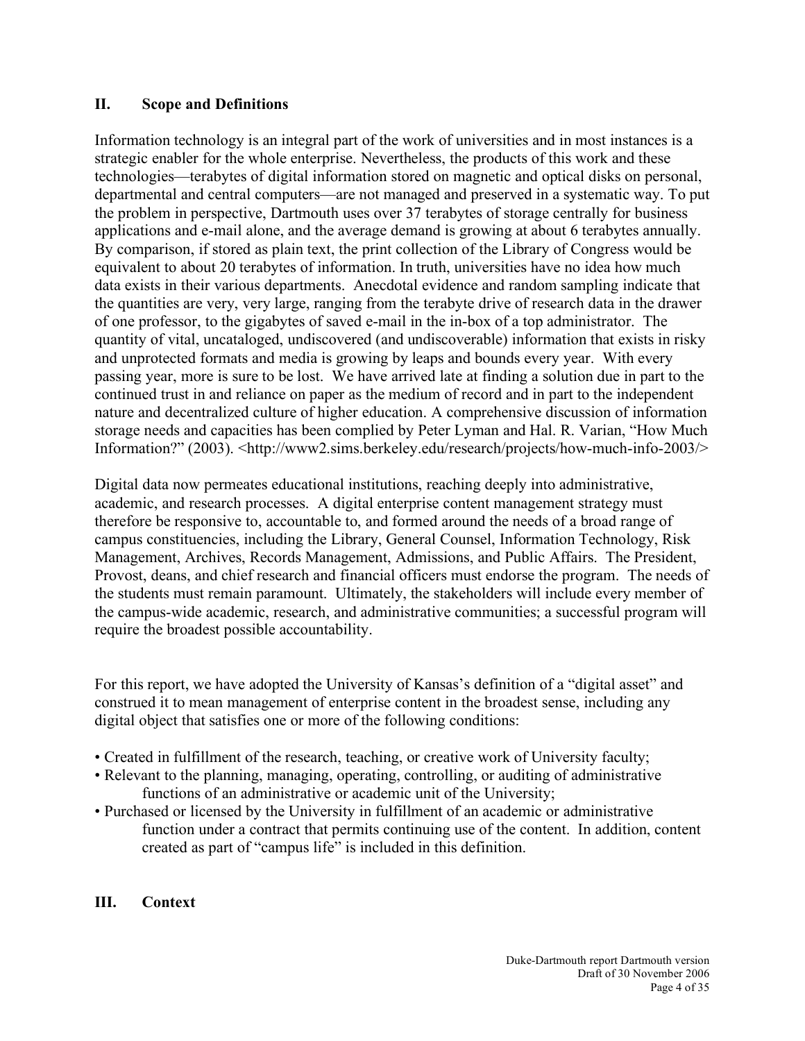## II. Scope and Definitions

Information technology is an integral part of the work of universities and in most instances is a strategic enabler for the whole enterprise. Nevertheless, the products of this work and these technologies—terabytes of digital information stored on magnetic and optical disks on personal, departmental and central computers—are not managed and preserved in a systematic way. To put the problem in perspective, Dartmouth uses over 37 terabytes of storage centrally for business applications and e-mail alone, and the average demand is growing at about 6 terabytes annually. By comparison, if stored as plain text, the print collection of the Library of Congress would be equivalent to about 20 terabytes of information. In truth, universities have no idea how much data exists in their various departments. Anecdotal evidence and random sampling indicate that the quantities are very, very large, ranging from the terabyte drive of research data in the drawer of one professor, to the gigabytes of saved e-mail in the in-box of a top administrator. The quantity of vital, uncataloged, undiscovered (and undiscoverable) information that exists in risky and unprotected formats and media is growing by leaps and bounds every year. With every passing year, more is sure to be lost. We have arrived late at finding a solution due in part to the continued trust in and reliance on paper as the medium of record and in part to the independent nature and decentralized culture of higher education. A comprehensive discussion of information storage needs and capacities has been complied by Peter Lyman and Hal. R. Varian, "How Much Information?" (2003). <http://www2.sims.berkeley.edu/research/projects/how-much-info-2003/>

Digital data now permeates educational institutions, reaching deeply into administrative, academic, and research processes. A digital enterprise content management strategy must therefore be responsive to, accountable to, and formed around the needs of a broad range of campus constituencies, including the Library, General Counsel, Information Technology, Risk Management, Archives, Records Management, Admissions, and Public Affairs. The President, Provost, deans, and chief research and financial officers must endorse the program. The needs of the students must remain paramount. Ultimately, the stakeholders will include every member of the campus-wide academic, research, and administrative communities; a successful program will require the broadest possible accountability.

For this report, we have adopted the University of Kansas's definition of a "digital asset" and construed it to mean management of enterprise content in the broadest sense, including any digital object that satisfies one or more of the following conditions:

- Created in fulfillment of the research, teaching, or creative work of University faculty;
- Relevant to the planning, managing, operating, controlling, or auditing of administrative functions of an administrative or academic unit of the University;
- Purchased or licensed by the University in fulfillment of an academic or administrative function under a contract that permits continuing use of the content. In addition, content created as part of "campus life" is included in this definition.

## III. Context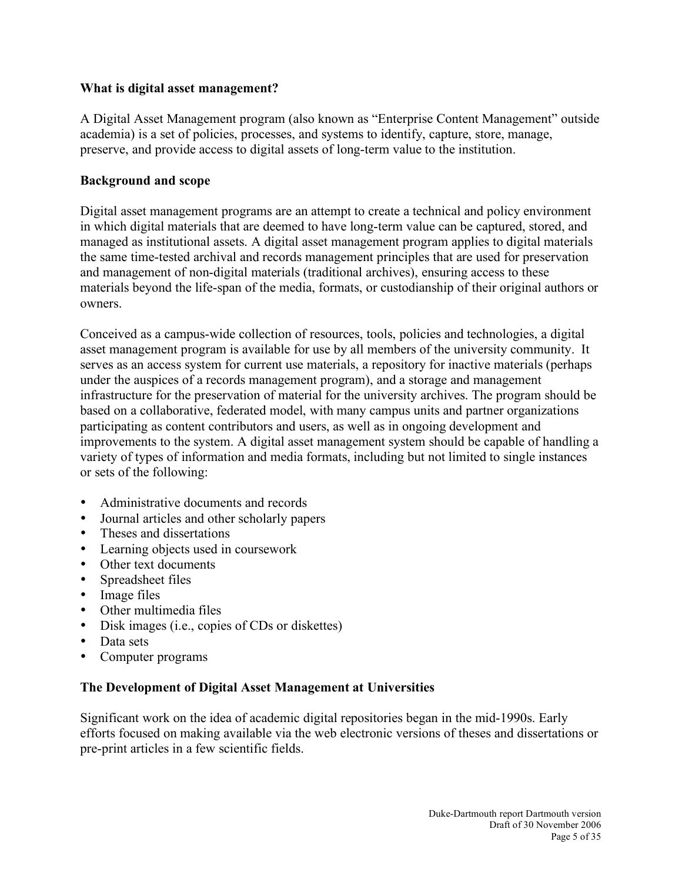## What is digital asset management?

A Digital Asset Management program (also known as "Enterprise Content Management" outside academia) is a set of policies, processes, and systems to identify, capture, store, manage, preserve, and provide access to digital assets of long-term value to the institution.

## Background and scope

Digital asset management programs are an attempt to create a technical and policy environment in which digital materials that are deemed to have long-term value can be captured, stored, and managed as institutional assets. A digital asset management program applies to digital materials the same time-tested archival and records management principles that are used for preservation and management of non-digital materials (traditional archives), ensuring access to these materials beyond the life-span of the media, formats, or custodianship of their original authors or owners.

Conceived as a campus-wide collection of resources, tools, policies and technologies, a digital asset management program is available for use by all members of the university community. It serves as an access system for current use materials, a repository for inactive materials (perhaps under the auspices of a records management program), and a storage and management infrastructure for the preservation of material for the university archives. The program should be based on a collaborative, federated model, with many campus units and partner organizations participating as content contributors and users, as well as in ongoing development and improvements to the system. A digital asset management system should be capable of handling a variety of types of information and media formats, including but not limited to single instances or sets of the following:

- Administrative documents and records
- Journal articles and other scholarly papers
- Theses and dissertations
- Learning objects used in coursework
- Other text documents
- Spreadsheet files
- Image files
- Other multimedia files
- Disk images (i.e., copies of CDs or diskettes)
- Data sets
- Computer programs

## The Development of Digital Asset Management at Universities

Significant work on the idea of academic digital repositories began in the mid-1990s. Early efforts focused on making available via the web electronic versions of theses and dissertations or pre-print articles in a few scientific fields.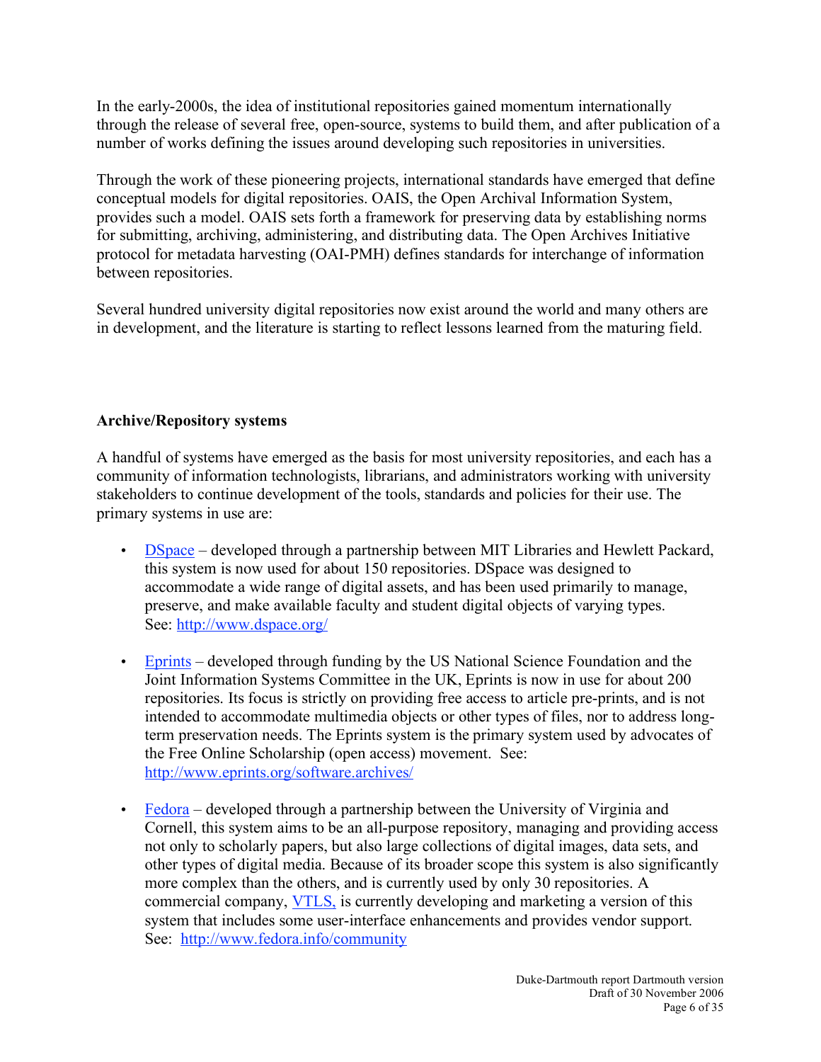In the early-2000s, the idea of institutional repositories gained momentum internationally through the release of several free, open-source, systems to build them, and after publication of a number of works defining the issues around developing such repositories in universities.

Through the work of these pioneering projects, international standards have emerged that define conceptual models for digital repositories. OAIS, the Open Archival Information System, provides such a model. OAIS sets forth a framework for preserving data by establishing norms for submitting, archiving, administering, and distributing data. The Open Archives Initiative protocol for metadata harvesting (OAI-PMH) defines standards for interchange of information between repositories.

Several hundred university digital repositories now exist around the world and many others are in development, and the literature is starting to reflect lessons learned from the maturing field.

**Archive/Repository systems**

A handful of systems have emerged as the basis for most university repositories, and each has a community of information technologists, librarians, and administrators working with university stakeholders to continue development of the tools, standards and policies for their use. The primary systems in use are:

- [DSpace](http://www.dspace.org/) – developed through a partnership between MIT Libraries and Hewlett Packard, this system is now used for about 150 repositories. DSpace was designed to accommodate a wide range of digital assets, and has been used primarily to manage, preserve, and make available faculty and student digital objects of varying types. See: http://www.dspace.org/

- [Eprints](http://www.eprints.org/software.archives/) – developed through funding by the US National Science Foundation and the Joint Information Systems Committee in the UK, Eprints is now in use for about 200 repositories. Its focus is strictly on providing free access to article pre-prints, and is not intended to accommodate multimedia objects or other types of files, nor to address long-term preservation needs. The Eprints system is the primary system used by advocates of the Free Online Scholarship (open access) movement. See: http://www.eprints.org/software.archives/

- [Fedora](http://www.fedora.info/community) – developed through a partnership between the University of Virginia and Cornell, this system aims to be an all-purpose repository, managing and providing access not only to scholarly papers, but also large collections of digital images, data sets, and other types of digital media. Because of its broader scope this system is also significantly more complex than the others, and is currently used by only 30 repositories. A commercial company, VTLS, is currently developing and marketing a version of this system that includes some user-interface enhancements and provides vendor support. See: http://www.fedora.info/community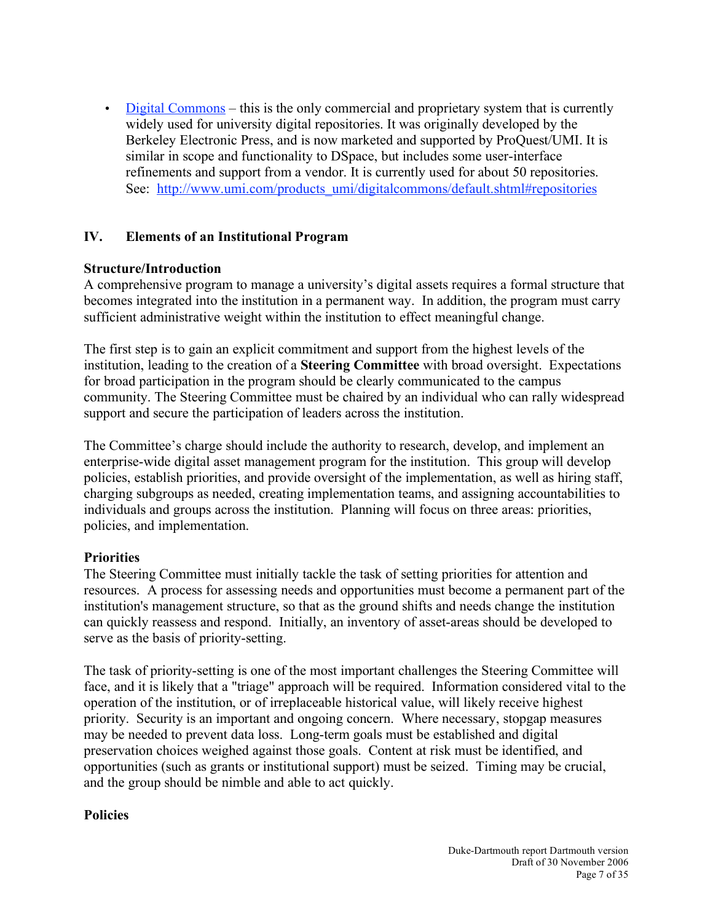- [Digital Commons](http://www.umi.com/products_umi/digitalcommons/default.shtml#repositories) – this is the only commercial and proprietary system that is currently widely used for university digital repositories. It was originally developed by the Berkeley Electronic Press, and is now marketed and supported by ProQuest/UMI. It is similar in scope and functionality to DSpace, but includes some user-interface refinements and support from a vendor. It is currently used for about 50 repositories. See: http://www.umi.com/products_umi/digitalcommons/default.shtml#repositories

## IV. Elements of an Institutional Program

### Structure/Introduction

A comprehensive program to manage a university's digital assets requires a formal structure that becomes integrated into the institution in a permanent way. In addition, the program must carry sufficient administrative weight within the institution to effect meaningful change.

The first step is to gain an explicit commitment and support from the highest levels of the institution, leading to the creation of a **Steering Committee** with broad oversight. Expectations for broad participation in the program should be clearly communicated to the campus community. The Steering Committee must be chaired by an individual who can rally widespread support and secure the participation of leaders across the institution.

The Committee's charge should include the authority to research, develop, and implement an enterprise-wide digital asset management program for the institution. This group will develop policies, establish priorities, and provide oversight of the implementation, as well as hiring staff, charging subgroups as needed, creating implementation teams, and assigning accountabilities to individuals and groups across the institution. Planning will focus on three areas: priorities, policies, and implementation.

### Priorities

The Steering Committee must initially tackle the task of setting priorities for attention and resources. A process for assessing needs and opportunities must become a permanent part of the institution's management structure, so that as the ground shifts and needs change the institution can quickly reassess and respond. Initially, an inventory of asset-areas should be developed to serve as the basis of priority-setting.

The task of priority-setting is one of the most important challenges the Steering Committee will face, and it is likely that a "triage" approach will be required. Information considered vital to the operation of the institution, or of irreplaceable historical value, will likely receive highest priority. Security is an important and ongoing concern. Where necessary, stopgap measures may be needed to prevent data loss. Long-term goals must be established and digital preservation choices weighed against those goals. Content at risk must be identified, and opportunities (such as grants or institutional support) must be seized. Timing may be crucial, and the group should be nimble and able to act quickly.

### Policies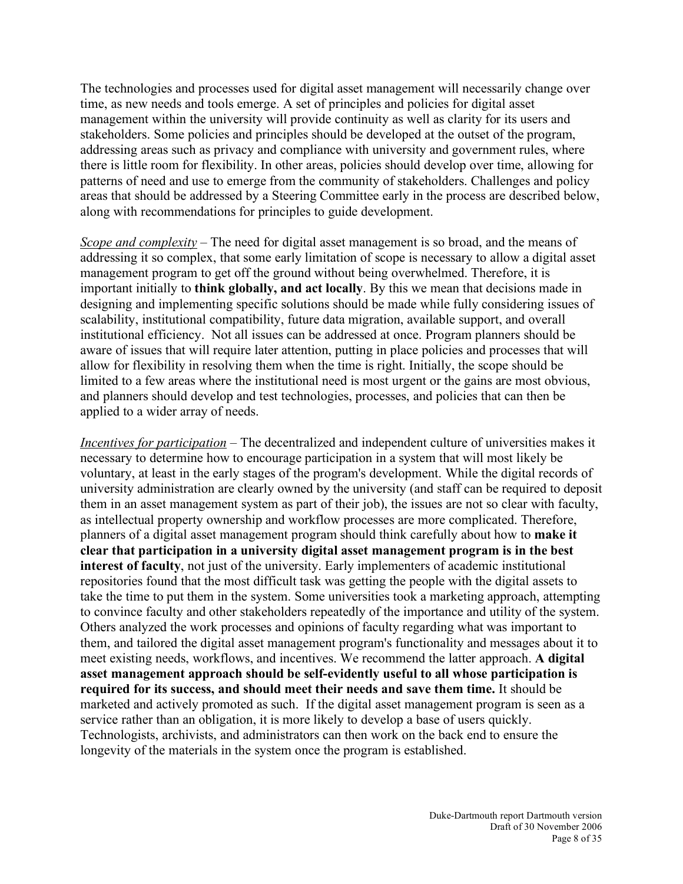The technologies and processes used for digital asset management will necessarily change over time, as new needs and tools emerge. A set of principles and policies for digital asset management within the university will provide continuity as well as clarity for its users and stakeholders. Some policies and principles should be developed at the outset of the program, addressing areas such as privacy and compliance with university and government rules, where there is little room for flexibility. In other areas, policies should develop over time, allowing for patterns of need and use to emerge from the community of stakeholders. Challenges and policy areas that should be addressed by a Steering Committee early in the process are described below, along with recommendations for principles to guide development.

*Scope and complexity* – The need for digital asset management is so broad, and the means of addressing it so complex, that some early limitation of scope is necessary to allow a digital asset management program to get off the ground without being overwhelmed. Therefore, it is important initially to **think globally, and act locally**. By this we mean that decisions made in designing and implementing specific solutions should be made while fully considering issues of scalability, institutional compatibility, future data migration, available support, and overall institutional efficiency. Not all issues can be addressed at once. Program planners should be aware of issues that will require later attention, putting in place policies and processes that will allow for flexibility in resolving them when the time is right. Initially, the scope should be limited to a few areas where the institutional need is most urgent or the gains are most obvious, and planners should develop and test technologies, processes, and policies that can then be applied to a wider array of needs.

*Incentives for participation* – The decentralized and independent culture of universities makes it necessary to determine how to encourage participation in a system that will most likely be voluntary, at least in the early stages of the program's development. While the digital records of university administration are clearly owned by the university (and staff can be required to deposit them in an asset management system as part of their job), the issues are not so clear with faculty, as intellectual property ownership and workflow processes are more complicated. Therefore, planners of a digital asset management program should think carefully about how to **make it clear that participation in a university digital asset management program is in the best interest of faculty**, not just of the university. Early implementers of academic institutional repositories found that the most difficult task was getting the people with the digital assets to take the time to put them in the system. Some universities took a marketing approach, attempting to convince faculty and other stakeholders repeatedly of the importance and utility of the system. Others analyzed the work processes and opinions of faculty regarding what was important to them, and tailored the digital asset management program's functionality and messages about it to meet existing needs, workflows, and incentives. We recommend the latter approach. **A digital asset management approach should be self-evidently useful to all whose participation is required for its success, and should meet their needs and save them time.** It should be marketed and actively promoted as such. If the digital asset management program is seen as a service rather than an obligation, it is more likely to develop a base of users quickly. Technologists, archivists, and administrators can then work on the back end to ensure the longevity of the materials in the system once the program is established.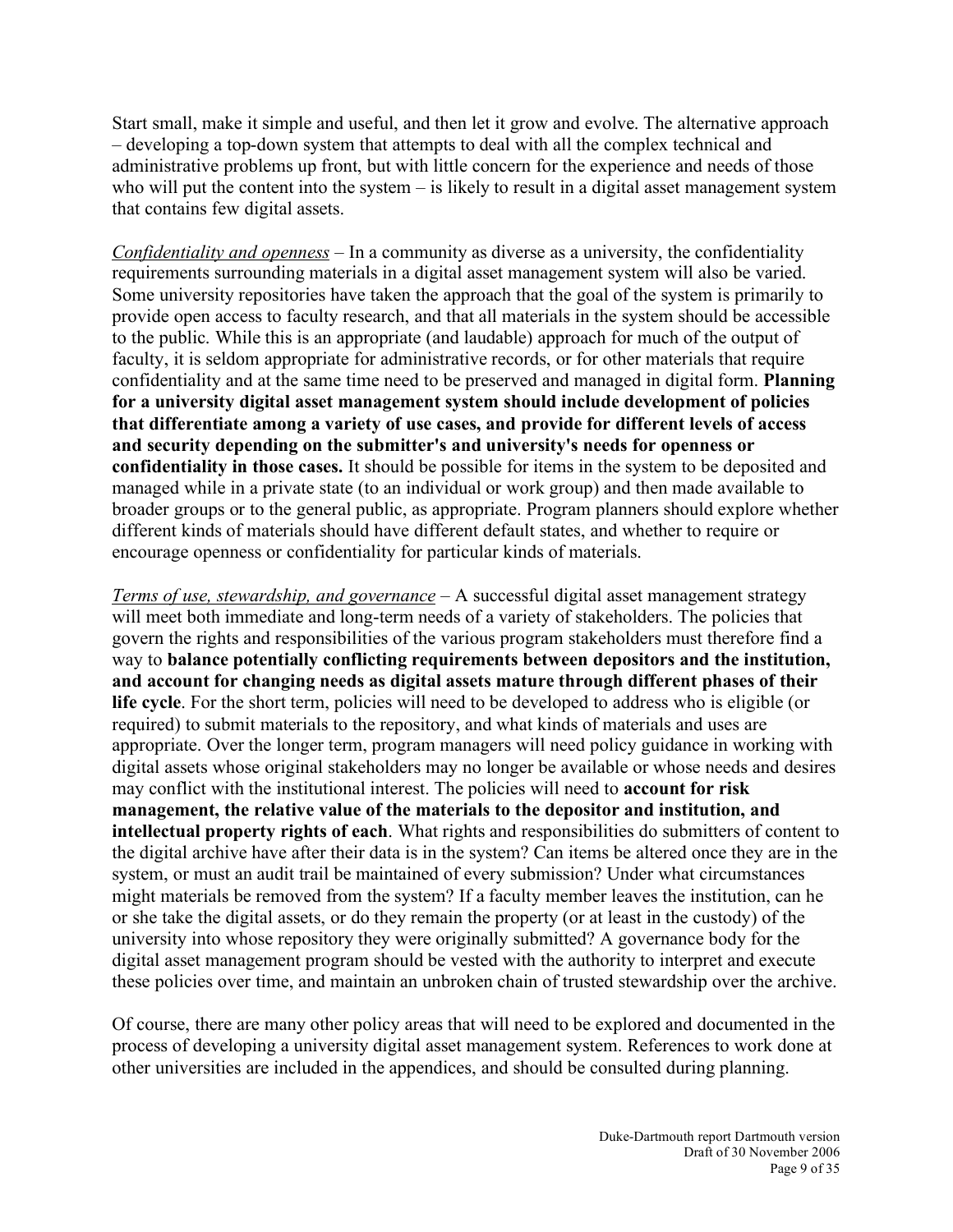Start small, make it simple and useful, and then let it grow and evolve. The alternative approach – developing a top-down system that attempts to deal with all the complex technical and administrative problems up front, but with little concern for the experience and needs of those who will put the content into the system – is likely to result in a digital asset management system that contains few digital assets.

<u>*Confidentiality and openness*</u> – In a community as diverse as a university, the confidentiality requirements surrounding materials in a digital asset management system will also be varied. Some university repositories have taken the approach that the goal of the system is primarily to provide open access to faculty research, and that all materials in the system should be accessible to the public. While this is an appropriate (and laudable) approach for much of the output of faculty, it is seldom appropriate for administrative records, or for other materials that require confidentiality and at the same time need to be preserved and managed in digital form. **Planning for a university digital asset management system should include development of policies that differentiate among a variety of use cases, and provide for different levels of access and security depending on the submitter's and university's needs for openness or confidentiality in those cases.** It should be possible for items in the system to be deposited and managed while in a private state (to an individual or work group) and then made available to broader groups or to the general public, as appropriate. Program planners should explore whether different kinds of materials should have different default states, and whether to require or encourage openness or confidentiality for particular kinds of materials.

<u>*Terms of use, stewardship, and governance*</u> – A successful digital asset management strategy will meet both immediate and long-term needs of a variety of stakeholders. The policies that govern the rights and responsibilities of the various program stakeholders must therefore find a way to **balance potentially conflicting requirements between depositors and the institution, and account for changing needs as digital assets mature through different phases of their life cycle**. For the short term, policies will need to be developed to address who is eligible (or required) to submit materials to the repository, and what kinds of materials and uses are appropriate. Over the longer term, program managers will need policy guidance in working with digital assets whose original stakeholders may no longer be available or whose needs and desires may conflict with the institutional interest. The policies will need to **account for risk management, the relative value of the materials to the depositor and institution, and intellectual property rights of each**. What rights and responsibilities do submitters of content to the digital archive have after their data is in the system? Can items be altered once they are in the system, or must an audit trail be maintained of every submission? Under what circumstances might materials be removed from the system? If a faculty member leaves the institution, can he or she take the digital assets, or do they remain the property (or at least in the custody) of the university into whose repository they were originally submitted? A governance body for the digital asset management program should be vested with the authority to interpret and execute these policies over time, and maintain an unbroken chain of trusted stewardship over the archive.

Of course, there are many other policy areas that will need to be explored and documented in the process of developing a university digital asset management system. References to work done at other universities are included in the appendices, and should be consulted during planning.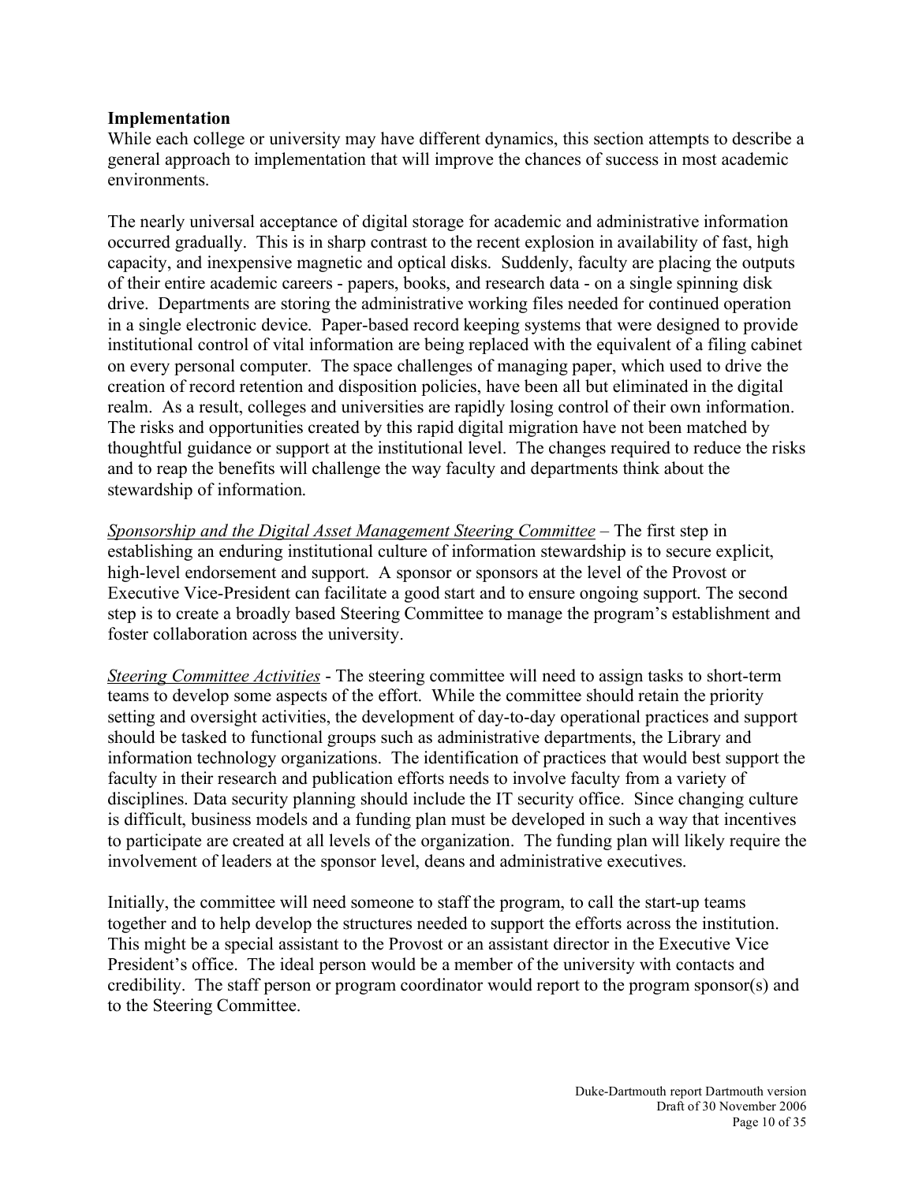**Implementation**

While each college or university may have different dynamics, this section attempts to describe a general approach to implementation that will improve the chances of success in most academic environments.

The nearly universal acceptance of digital storage for academic and administrative information occurred gradually. This is in sharp contrast to the recent explosion in availability of fast, high capacity, and inexpensive magnetic and optical disks. Suddenly, faculty are placing the outputs of their entire academic careers - papers, books, and research data - on a single spinning disk drive. Departments are storing the administrative working files needed for continued operation in a single electronic device. Paper-based record keeping systems that were designed to provide institutional control of vital information are being replaced with the equivalent of a filing cabinet on every personal computer. The space challenges of managing paper, which used to drive the creation of record retention and disposition policies, have been all but eliminated in the digital realm. As a result, colleges and universities are rapidly losing control of their own information. The risks and opportunities created by this rapid digital migration have not been matched by thoughtful guidance or support at the institutional level. The changes required to reduce the risks and to reap the benefits will challenge the way faculty and departments think about the stewardship of information.

*Sponsorship and the Digital Asset Management Steering Committee* – The first step in establishing an enduring institutional culture of information stewardship is to secure explicit, high-level endorsement and support. A sponsor or sponsors at the level of the Provost or Executive Vice-President can facilitate a good start and to ensure ongoing support. The second step is to create a broadly based Steering Committee to manage the program's establishment and foster collaboration across the university.

*Steering Committee Activities* - The steering committee will need to assign tasks to short-term teams to develop some aspects of the effort. While the committee should retain the priority setting and oversight activities, the development of day-to-day operational practices and support should be tasked to functional groups such as administrative departments, the Library and information technology organizations. The identification of practices that would best support the faculty in their research and publication efforts needs to involve faculty from a variety of disciplines. Data security planning should include the IT security office. Since changing culture is difficult, business models and a funding plan must be developed in such a way that incentives to participate are created at all levels of the organization. The funding plan will likely require the involvement of leaders at the sponsor level, deans and administrative executives.

Initially, the committee will need someone to staff the program, to call the start-up teams together and to help develop the structures needed to support the efforts across the institution. This might be a special assistant to the Provost or an assistant director in the Executive Vice President's office. The ideal person would be a member of the university with contacts and credibility. The staff person or program coordinator would report to the program sponsor(s) and to the Steering Committee.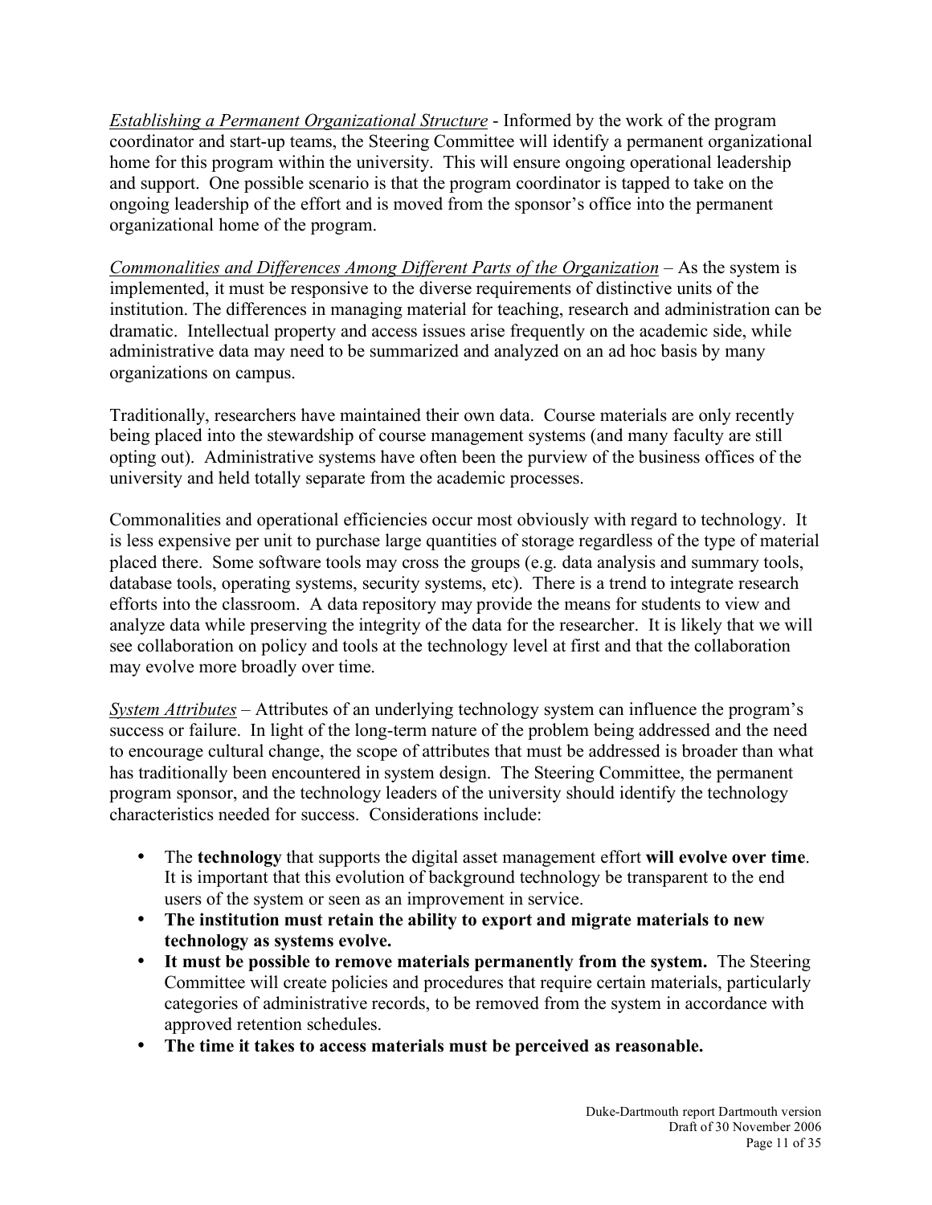*Establishing a Permanent Organizational Structure* - Informed by the work of the program coordinator and start-up teams, the Steering Committee will identify a permanent organizational home for this program within the university. This will ensure ongoing operational leadership and support. One possible scenario is that the program coordinator is tapped to take on the ongoing leadership of the effort and is moved from the sponsor's office into the permanent organizational home of the program.

*Commonalities and Differences Among Different Parts of the Organization* – As the system is implemented, it must be responsive to the diverse requirements of distinctive units of the institution. The differences in managing material for teaching, research and administration can be dramatic. Intellectual property and access issues arise frequently on the academic side, while administrative data may need to be summarized and analyzed on an ad hoc basis by many organizations on campus.

Traditionally, researchers have maintained their own data. Course materials are only recently being placed into the stewardship of course management systems (and many faculty are still opting out). Administrative systems have often been the purview of the business offices of the university and held totally separate from the academic processes.

Commonalities and operational efficiencies occur most obviously with regard to technology. It is less expensive per unit to purchase large quantities of storage regardless of the type of material placed there. Some software tools may cross the groups (e.g. data analysis and summary tools, database tools, operating systems, security systems, etc). There is a trend to integrate research efforts into the classroom. A data repository may provide the means for students to view and analyze data while preserving the integrity of the data for the researcher. It is likely that we will see collaboration on policy and tools at the technology level at first and that the collaboration may evolve more broadly over time.

*System Attributes* – Attributes of an underlying technology system can influence the program's success or failure. In light of the long-term nature of the problem being addressed and the need to encourage cultural change, the scope of attributes that must be addressed is broader than what has traditionally been encountered in system design. The Steering Committee, the permanent program sponsor, and the technology leaders of the university should identify the technology characteristics needed for success. Considerations include:

- The **technology** that supports the digital asset management effort **will evolve over time**. It is important that this evolution of background technology be transparent to the end users of the system or seen as an improvement in service.
- **The institution must retain the ability to export and migrate materials to new technology as systems evolve.**
- **It must be possible to remove materials permanently from the system.** The Steering Committee will create policies and procedures that require certain materials, particularly categories of administrative records, to be removed from the system in accordance with approved retention schedules.
- **The time it takes to access materials must be perceived as reasonable.**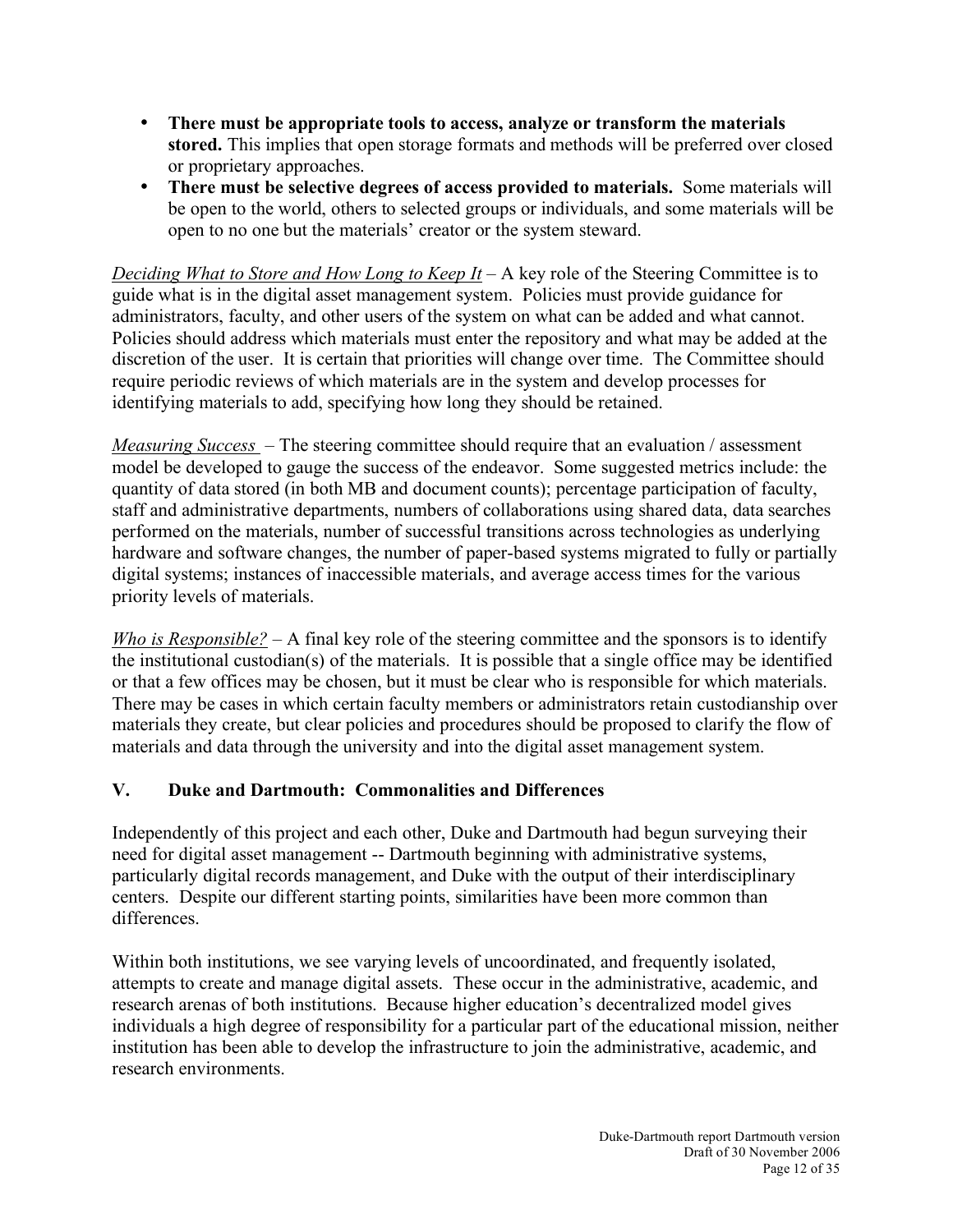- **There must be appropriate tools to access, analyze or transform the materials stored.** This implies that open storage formats and methods will be preferred over closed or proprietary approaches.
- **There must be selective degrees of access provided to materials.** Some materials will be open to the world, others to selected groups or individuals, and some materials will be open to no one but the materials' creator or the system steward.

*Deciding What to Store and How Long to Keep It* – A key role of the Steering Committee is to guide what is in the digital asset management system. Policies must provide guidance for administrators, faculty, and other users of the system on what can be added and what cannot. Policies should address which materials must enter the repository and what may be added at the discretion of the user. It is certain that priorities will change over time. The Committee should require periodic reviews of which materials are in the system and develop processes for identifying materials to add, specifying how long they should be retained.

*Measuring Success* – The steering committee should require that an evaluation / assessment model be developed to gauge the success of the endeavor. Some suggested metrics include: the quantity of data stored (in both MB and document counts); percentage participation of faculty, staff and administrative departments, numbers of collaborations using shared data, data searches performed on the materials, number of successful transitions across technologies as underlying hardware and software changes, the number of paper-based systems migrated to fully or partially digital systems; instances of inaccessible materials, and average access times for the various priority levels of materials.

*Who is Responsible?* – A final key role of the steering committee and the sponsors is to identify the institutional custodian(s) of the materials. It is possible that a single office may be identified or that a few offices may be chosen, but it must be clear who is responsible for which materials. There may be cases in which certain faculty members or administrators retain custodianship over materials they create, but clear policies and procedures should be proposed to clarify the flow of materials and data through the university and into the digital asset management system.

## V. Duke and Dartmouth: Commonalities and Differences

Independently of this project and each other, Duke and Dartmouth had begun surveying their need for digital asset management -- Dartmouth beginning with administrative systems, particularly digital records management, and Duke with the output of their interdisciplinary centers. Despite our different starting points, similarities have been more common than differences.

Within both institutions, we see varying levels of uncoordinated, and frequently isolated, attempts to create and manage digital assets. These occur in the administrative, academic, and research arenas of both institutions. Because higher education's decentralized model gives individuals a high degree of responsibility for a particular part of the educational mission, neither institution has been able to develop the infrastructure to join the administrative, academic, and research environments.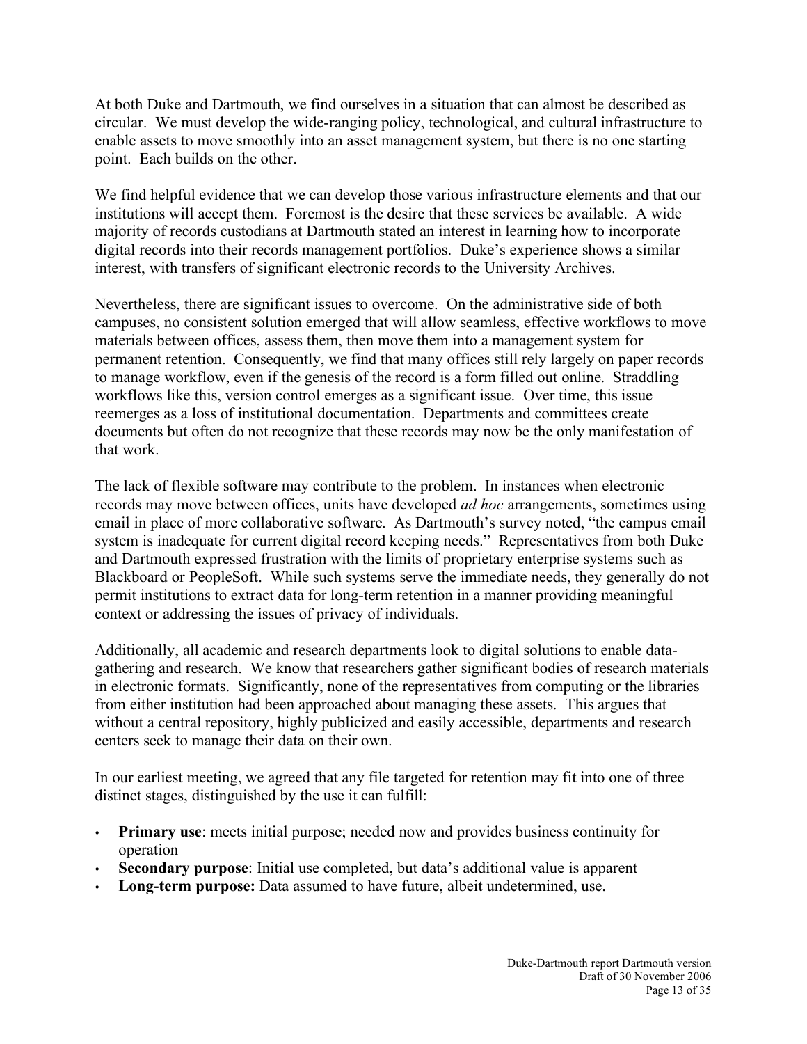At both Duke and Dartmouth, we find ourselves in a situation that can almost be described as circular. We must develop the wide-ranging policy, technological, and cultural infrastructure to enable assets to move smoothly into an asset management system, but there is no one starting point. Each builds on the other.

We find helpful evidence that we can develop those various infrastructure elements and that our institutions will accept them. Foremost is the desire that these services be available. A wide majority of records custodians at Dartmouth stated an interest in learning how to incorporate digital records into their records management portfolios. Duke's experience shows a similar interest, with transfers of significant electronic records to the University Archives.

Nevertheless, there are significant issues to overcome. On the administrative side of both campuses, no consistent solution emerged that will allow seamless, effective workflows to move materials between offices, assess them, then move them into a management system for permanent retention. Consequently, we find that many offices still rely largely on paper records to manage workflow, even if the genesis of the record is a form filled out online. Straddling workflows like this, version control emerges as a significant issue. Over time, this issue reemerges as a loss of institutional documentation. Departments and committees create documents but often do not recognize that these records may now be the only manifestation of that work.

The lack of flexible software may contribute to the problem. In instances when electronic records may move between offices, units have developed *ad hoc* arrangements, sometimes using email in place of more collaborative software. As Dartmouth's survey noted, "the campus email system is inadequate for current digital record keeping needs." Representatives from both Duke and Dartmouth expressed frustration with the limits of proprietary enterprise systems such as Blackboard or PeopleSoft. While such systems serve the immediate needs, they generally do not permit institutions to extract data for long-term retention in a manner providing meaningful context or addressing the issues of privacy of individuals.

Additionally, all academic and research departments look to digital solutions to enable data-gathering and research. We know that researchers gather significant bodies of research materials in electronic formats. Significantly, none of the representatives from computing or the libraries from either institution had been approached about managing these assets. This argues that without a central repository, highly publicized and easily accessible, departments and research centers seek to manage their data on their own.

In our earliest meeting, we agreed that any file targeted for retention may fit into one of three distinct stages, distinguished by the use it can fulfill:

- **Primary use**: meets initial purpose; needed now and provides business continuity for operation
- **Secondary purpose**: Initial use completed, but data's additional value is apparent
- **Long-term purpose:** Data assumed to have future, albeit undetermined, use.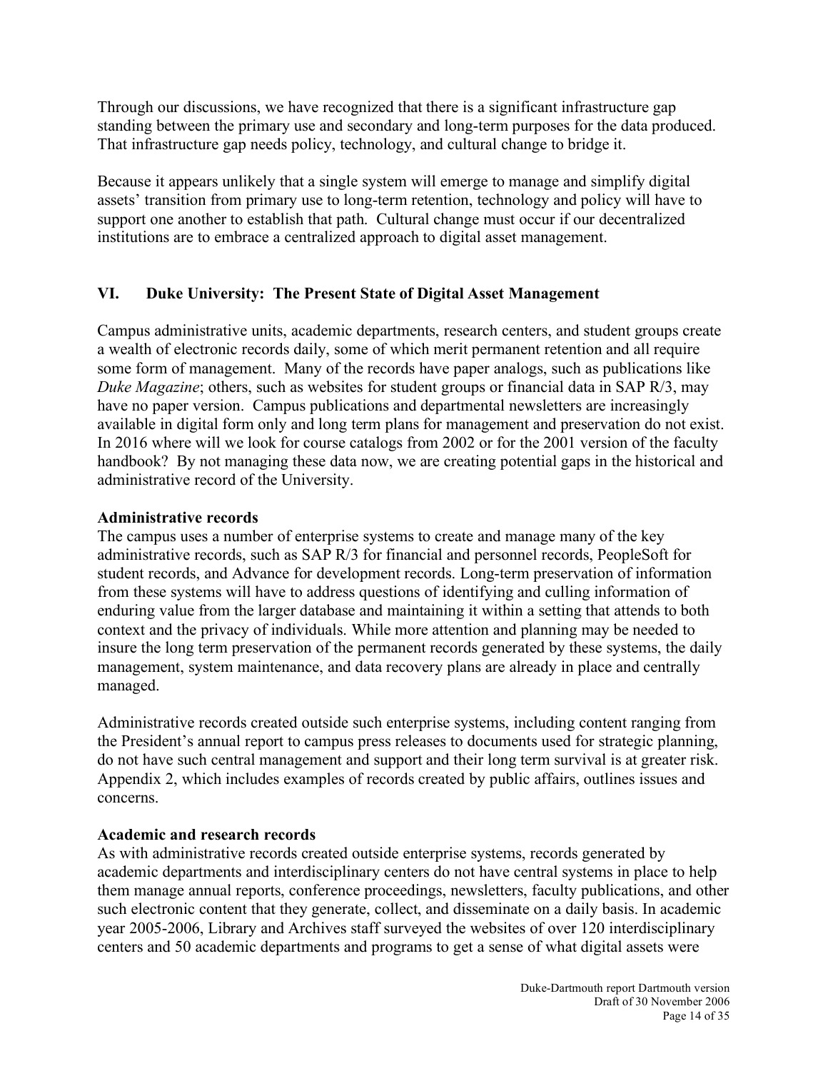Through our discussions, we have recognized that there is a significant infrastructure gap standing between the primary use and secondary and long-term purposes for the data produced. That infrastructure gap needs policy, technology, and cultural change to bridge it.

Because it appears unlikely that a single system will emerge to manage and simplify digital assets' transition from primary use to long-term retention, technology and policy will have to support one another to establish that path. Cultural change must occur if our decentralized institutions are to embrace a centralized approach to digital asset management.

## VI. Duke University: The Present State of Digital Asset Management

Campus administrative units, academic departments, research centers, and student groups create a wealth of electronic records daily, some of which merit permanent retention and all require some form of management. Many of the records have paper analogs, such as publications like *Duke Magazine*; others, such as websites for student groups or financial data in SAP R/3, may have no paper version. Campus publications and departmental newsletters are increasingly available in digital form only and long term plans for management and preservation do not exist. In 2016 where will we look for course catalogs from 2002 or for the 2001 version of the faculty handbook? By not managing these data now, we are creating potential gaps in the historical and administrative record of the University.

### Administrative records

The campus uses a number of enterprise systems to create and manage many of the key administrative records, such as SAP R/3 for financial and personnel records, PeopleSoft for student records, and Advance for development records. Long-term preservation of information from these systems will have to address questions of identifying and culling information of enduring value from the larger database and maintaining it within a setting that attends to both context and the privacy of individuals. While more attention and planning may be needed to insure the long term preservation of the permanent records generated by these systems, the daily management, system maintenance, and data recovery plans are already in place and centrally managed.

Administrative records created outside such enterprise systems, including content ranging from the President's annual report to campus press releases to documents used for strategic planning, do not have such central management and support and their long term survival is at greater risk. Appendix 2, which includes examples of records created by public affairs, outlines issues and concerns.

### Academic and research records

As with administrative records created outside enterprise systems, records generated by academic departments and interdisciplinary centers do not have central systems in place to help them manage annual reports, conference proceedings, newsletters, faculty publications, and other such electronic content that they generate, collect, and disseminate on a daily basis. In academic year 2005-2006, Library and Archives staff surveyed the websites of over 120 interdisciplinary centers and 50 academic departments and programs to get a sense of what digital assets were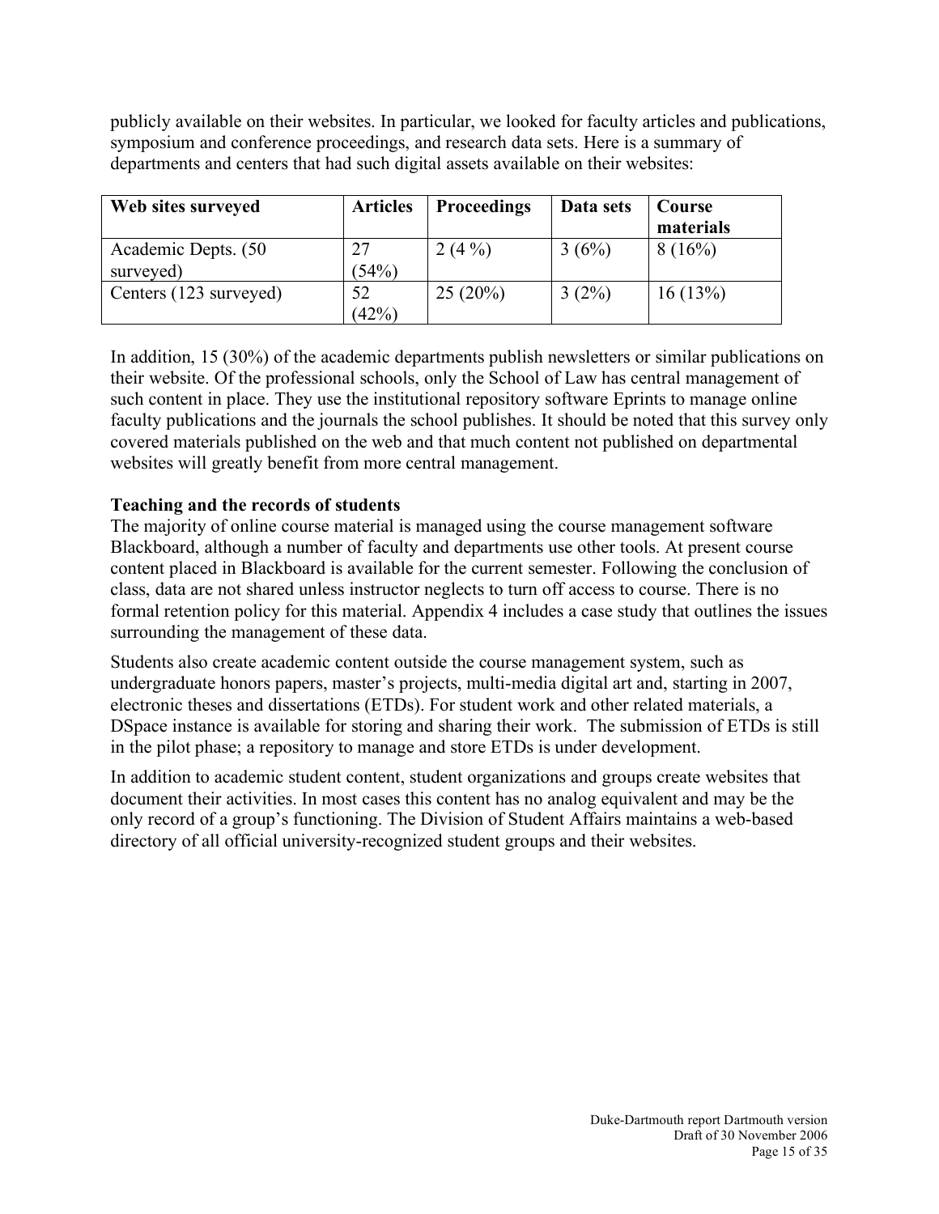publicly available on their websites. In particular, we looked for faculty articles and publications, symposium and conference proceedings, and research data sets. Here is a summary of departments and centers that had such digital assets available on their websites:

| Web sites surveyed | Articles | Proceedings | Data sets | Course materials |
|---|---|---|---|---|
| Academic Depts. (50 surveyed) | 27 (54%) | 2 (4 %) | 3 (6%) | 8 (16%) |
| Centers (123 surveyed) | 52 (42%) | 25 (20%) | 3 (2%) | 16 (13%) |

In addition, 15 (30%) of the academic departments publish newsletters or similar publications on their website. Of the professional schools, only the School of Law has central management of such content in place. They use the institutional repository software Eprints to manage online faculty publications and the journals the school publishes. It should be noted that this survey only covered materials published on the web and that much content not published on departmental websites will greatly benefit from more central management.

**Teaching and the records of students**

The majority of online course material is managed using the course management software Blackboard, although a number of faculty and departments use other tools. At present course content placed in Blackboard is available for the current semester. Following the conclusion of class, data are not shared unless instructor neglects to turn off access to course. There is no formal retention policy for this material. Appendix 4 includes a case study that outlines the issues surrounding the management of these data.

Students also create academic content outside the course management system, such as undergraduate honors papers, master's projects, multi-media digital art and, starting in 2007, electronic theses and dissertations (ETDs). For student work and other related materials, a DSpace instance is available for storing and sharing their work. The submission of ETDs is still in the pilot phase; a repository to manage and store ETDs is under development.

In addition to academic student content, student organizations and groups create websites that document their activities. In most cases this content has no analog equivalent and may be the only record of a group's functioning. The Division of Student Affairs maintains a web-based directory of all official university-recognized student groups and their websites.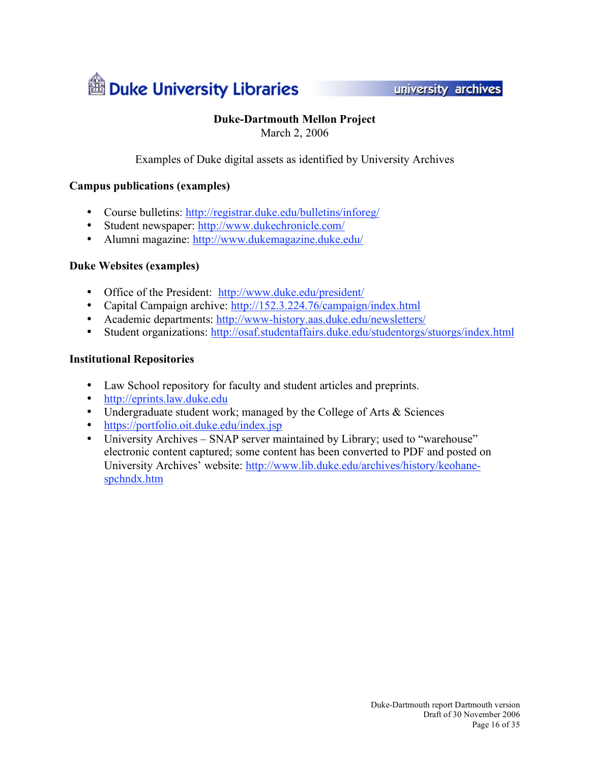Duke University Libraries — university archives

**Duke-Dartmouth Mellon Project**
March 2, 2006

Examples of Duke digital assets as identified by University Archives

**Campus publications (examples)**

- Course bulletins: http://registrar.duke.edu/bulletins/inforeg/
- Student newspaper: http://www.dukechronicle.com/
- Alumni magazine: http://www.dukemagazine.duke.edu/

**Duke Websites (examples)**

- Office of the President: http://www.duke.edu/president/
- Capital Campaign archive: http://152.3.224.76/campaign/index.html
- Academic departments: http://www-history.aas.duke.edu/newsletters/
- Student organizations: http://osaf.studentaffairs.duke.edu/studentorgs/stuorgs/index.html

**Institutional Repositories**

- Law School repository for faculty and student articles and preprints.
- http://eprints.law.duke.edu
- Undergraduate student work; managed by the College of Arts & Sciences
- https://portfolio.oit.duke.edu/index.jsp
- University Archives – SNAP server maintained by Library; used to "warehouse" electronic content captured; some content has been converted to PDF and posted on University Archives' website: http://www.lib.duke.edu/archives/history/keohane-spchndx.htm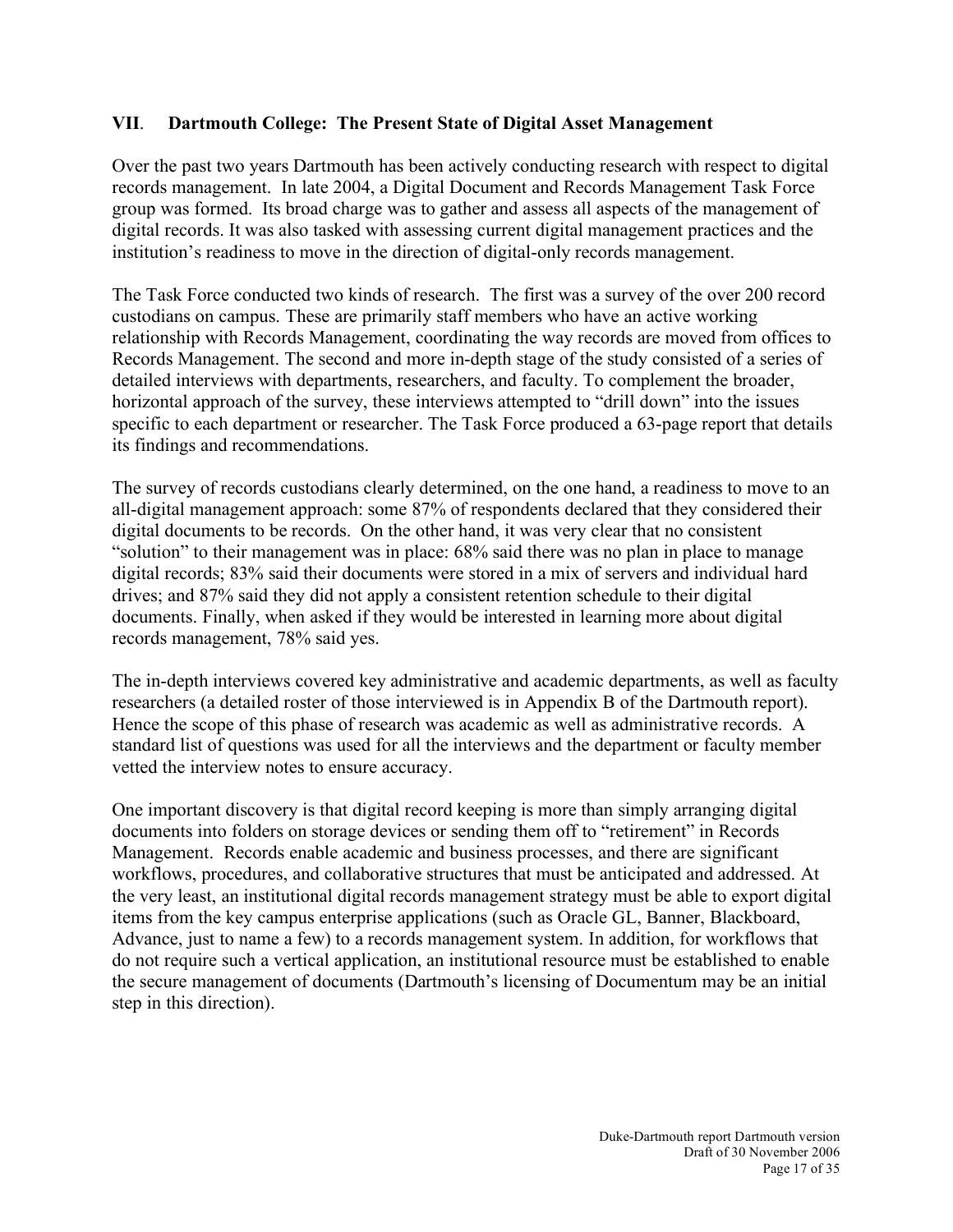## VII. Dartmouth College: The Present State of Digital Asset Management

Over the past two years Dartmouth has been actively conducting research with respect to digital records management. In late 2004, a Digital Document and Records Management Task Force group was formed. Its broad charge was to gather and assess all aspects of the management of digital records. It was also tasked with assessing current digital management practices and the institution's readiness to move in the direction of digital-only records management.

The Task Force conducted two kinds of research. The first was a survey of the over 200 record custodians on campus. These are primarily staff members who have an active working relationship with Records Management, coordinating the way records are moved from offices to Records Management. The second and more in-depth stage of the study consisted of a series of detailed interviews with departments, researchers, and faculty. To complement the broader, horizontal approach of the survey, these interviews attempted to "drill down" into the issues specific to each department or researcher. The Task Force produced a 63-page report that details its findings and recommendations.

The survey of records custodians clearly determined, on the one hand, a readiness to move to an all-digital management approach: some 87% of respondents declared that they considered their digital documents to be records. On the other hand, it was very clear that no consistent "solution" to their management was in place: 68% said there was no plan in place to manage digital records; 83% said their documents were stored in a mix of servers and individual hard drives; and 87% said they did not apply a consistent retention schedule to their digital documents. Finally, when asked if they would be interested in learning more about digital records management, 78% said yes.

The in-depth interviews covered key administrative and academic departments, as well as faculty researchers (a detailed roster of those interviewed is in Appendix B of the Dartmouth report). Hence the scope of this phase of research was academic as well as administrative records. A standard list of questions was used for all the interviews and the department or faculty member vetted the interview notes to ensure accuracy.

One important discovery is that digital record keeping is more than simply arranging digital documents into folders on storage devices or sending them off to "retirement" in Records Management. Records enable academic and business processes, and there are significant workflows, procedures, and collaborative structures that must be anticipated and addressed. At the very least, an institutional digital records management strategy must be able to export digital items from the key campus enterprise applications (such as Oracle GL, Banner, Blackboard, Advance, just to name a few) to a records management system. In addition, for workflows that do not require such a vertical application, an institutional resource must be established to enable the secure management of documents (Dartmouth's licensing of Documentum may be an initial step in this direction).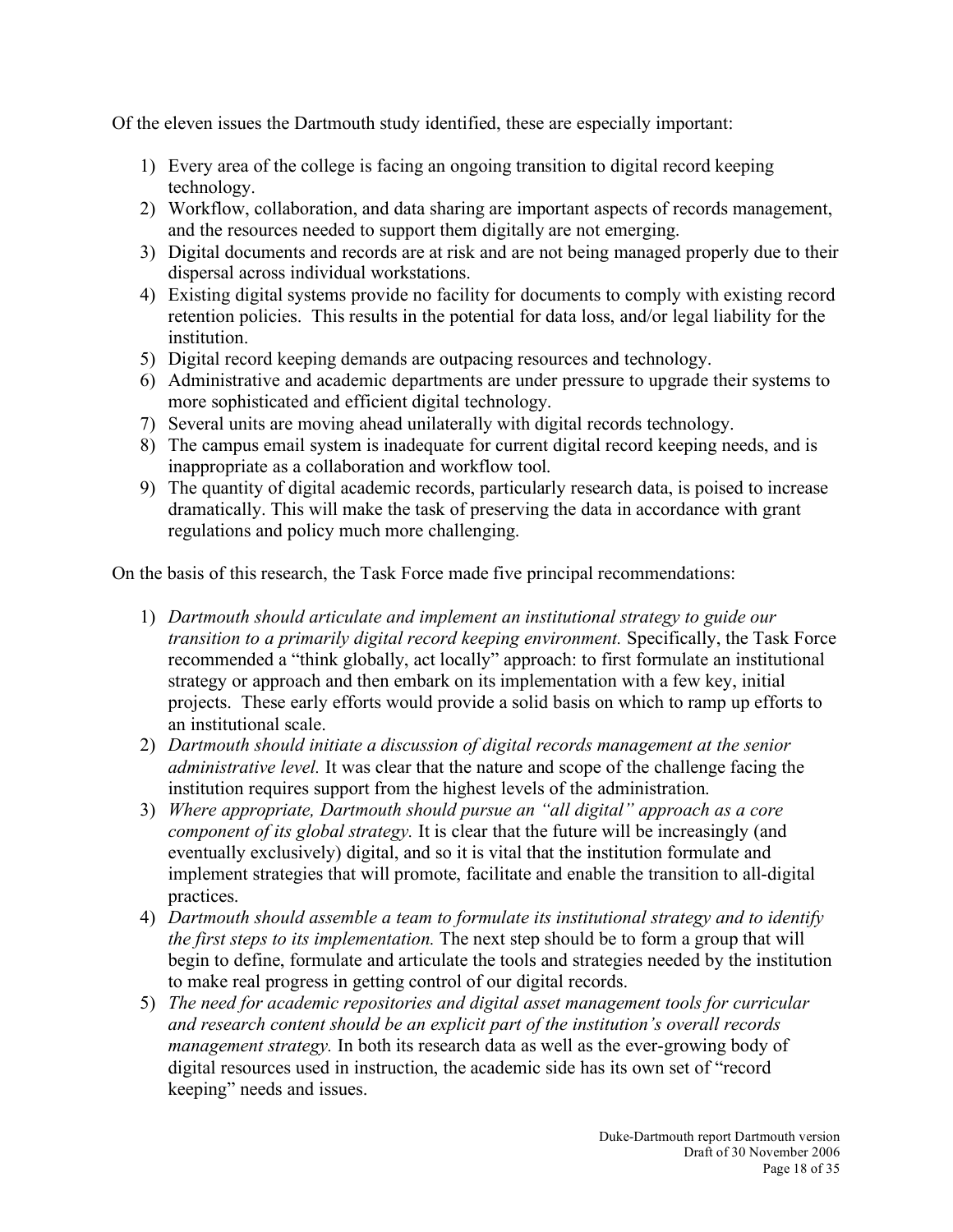Of the eleven issues the Dartmouth study identified, these are especially important:

1) Every area of the college is facing an ongoing transition to digital record keeping technology.
2) Workflow, collaboration, and data sharing are important aspects of records management, and the resources needed to support them digitally are not emerging.
3) Digital documents and records are at risk and are not being managed properly due to their dispersal across individual workstations.
4) Existing digital systems provide no facility for documents to comply with existing record retention policies. This results in the potential for data loss, and/or legal liability for the institution.
5) Digital record keeping demands are outpacing resources and technology.
6) Administrative and academic departments are under pressure to upgrade their systems to more sophisticated and efficient digital technology.
7) Several units are moving ahead unilaterally with digital records technology.
8) The campus email system is inadequate for current digital record keeping needs, and is inappropriate as a collaboration and workflow tool.
9) The quantity of digital academic records, particularly research data, is poised to increase dramatically. This will make the task of preserving the data in accordance with grant regulations and policy much more challenging.

On the basis of this research, the Task Force made five principal recommendations:

1) *Dartmouth should articulate and implement an institutional strategy to guide our transition to a primarily digital record keeping environment.* Specifically, the Task Force recommended a "think globally, act locally" approach: to first formulate an institutional strategy or approach and then embark on its implementation with a few key, initial projects. These early efforts would provide a solid basis on which to ramp up efforts to an institutional scale.
2) *Dartmouth should initiate a discussion of digital records management at the senior administrative level.* It was clear that the nature and scope of the challenge facing the institution requires support from the highest levels of the administration.
3) *Where appropriate, Dartmouth should pursue an "all digital" approach as a core component of its global strategy.* It is clear that the future will be increasingly (and eventually exclusively) digital, and so it is vital that the institution formulate and implement strategies that will promote, facilitate and enable the transition to all-digital practices.
4) *Dartmouth should assemble a team to formulate its institutional strategy and to identify the first steps to its implementation.* The next step should be to form a group that will begin to define, formulate and articulate the tools and strategies needed by the institution to make real progress in getting control of our digital records.
5) *The need for academic repositories and digital asset management tools for curricular and research content should be an explicit part of the institution's overall records management strategy.* In both its research data as well as the ever-growing body of digital resources used in instruction, the academic side has its own set of "record keeping" needs and issues.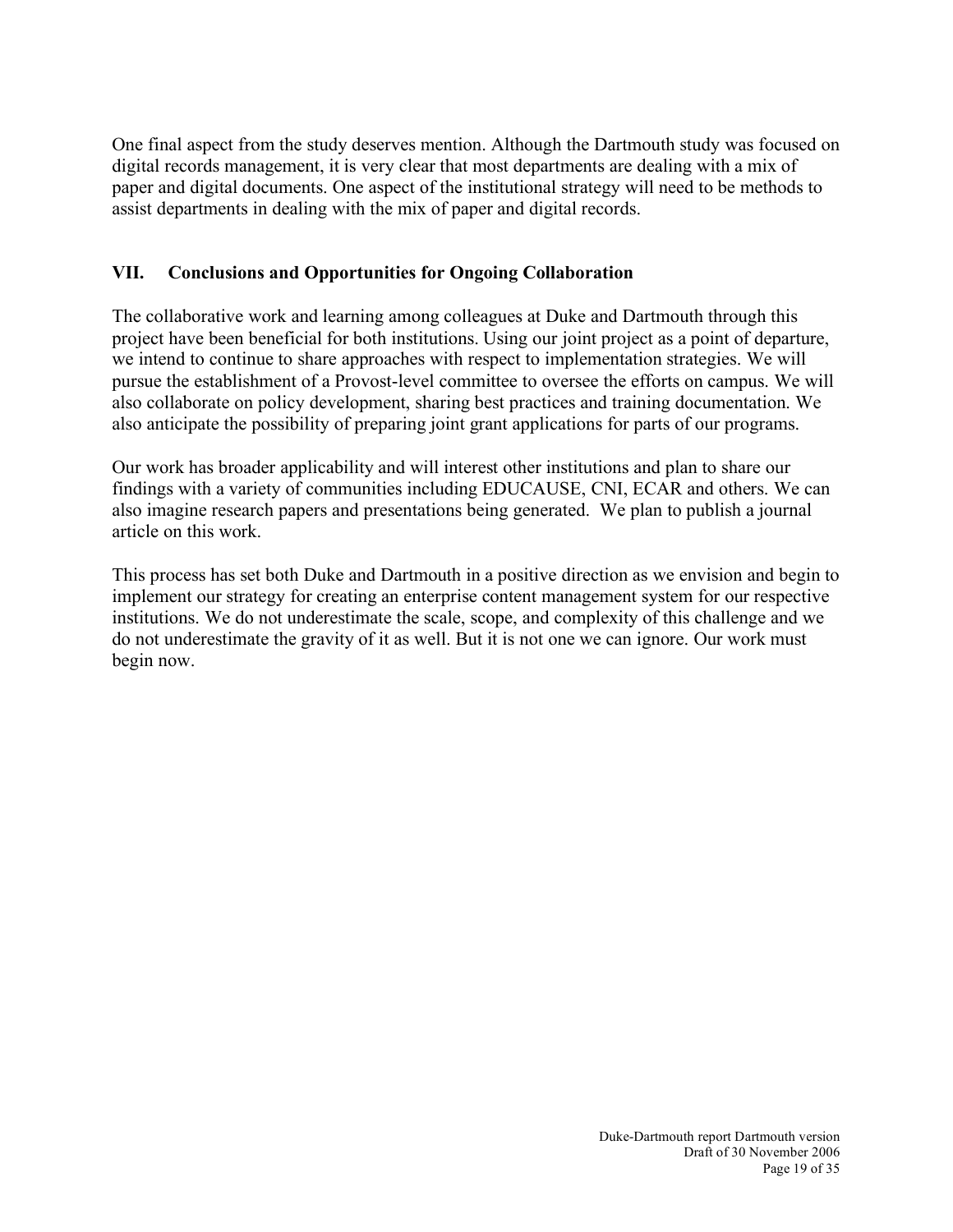One final aspect from the study deserves mention. Although the Dartmouth study was focused on digital records management, it is very clear that most departments are dealing with a mix of paper and digital documents. One aspect of the institutional strategy will need to be methods to assist departments in dealing with the mix of paper and digital records.

## VII. Conclusions and Opportunities for Ongoing Collaboration

The collaborative work and learning among colleagues at Duke and Dartmouth through this project have been beneficial for both institutions. Using our joint project as a point of departure, we intend to continue to share approaches with respect to implementation strategies. We will pursue the establishment of a Provost-level committee to oversee the efforts on campus. We will also collaborate on policy development, sharing best practices and training documentation. We also anticipate the possibility of preparing joint grant applications for parts of our programs.

Our work has broader applicability and will interest other institutions and plan to share our findings with a variety of communities including EDUCAUSE, CNI, ECAR and others. We can also imagine research papers and presentations being generated. We plan to publish a journal article on this work.

This process has set both Duke and Dartmouth in a positive direction as we envision and begin to implement our strategy for creating an enterprise content management system for our respective institutions. We do not underestimate the scale, scope, and complexity of this challenge and we do not underestimate the gravity of it as well. But it is not one we can ignore. Our work must begin now.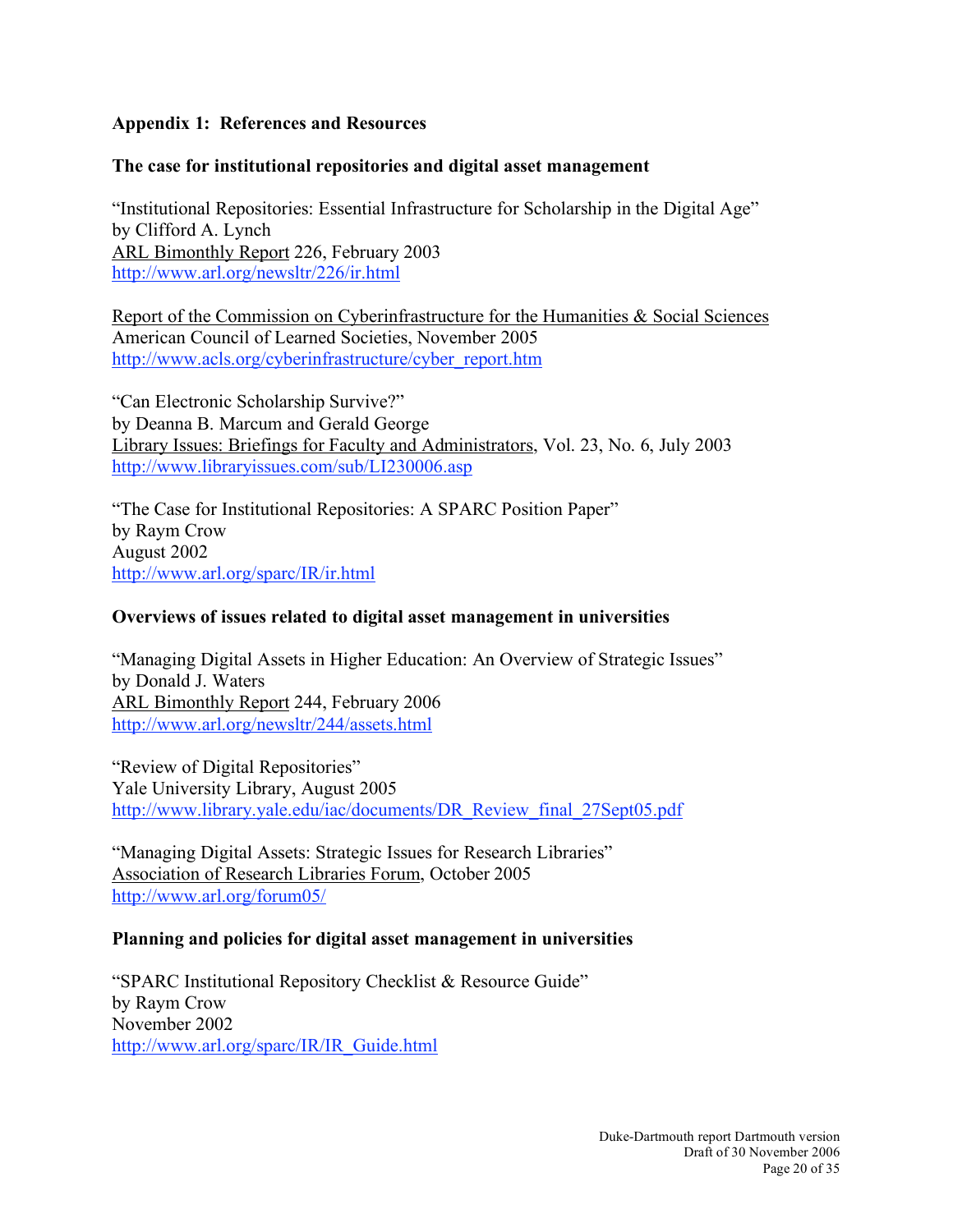## Appendix 1: References and Resources

### The case for institutional repositories and digital asset management

"Institutional Repositories: Essential Infrastructure for Scholarship in the Digital Age"
by Clifford A. Lynch
ARL Bimonthly Report 226, February 2003
http://www.arl.org/newsltr/226/ir.html

Report of the Commission on Cyberinfrastructure for the Humanities & Social Sciences
American Council of Learned Societies, November 2005
http://www.acls.org/cyberinfrastructure/cyber_report.htm

"Can Electronic Scholarship Survive?"
by Deanna B. Marcum and Gerald George
Library Issues: Briefings for Faculty and Administrators, Vol. 23, No. 6, July 2003
http://www.libraryissues.com/sub/LI230006.asp

"The Case for Institutional Repositories: A SPARC Position Paper"
by Raym Crow
August 2002
http://www.arl.org/sparc/IR/ir.html

### Overviews of issues related to digital asset management in universities

"Managing Digital Assets in Higher Education: An Overview of Strategic Issues"
by Donald J. Waters
ARL Bimonthly Report 244, February 2006
http://www.arl.org/newsltr/244/assets.html

"Review of Digital Repositories"
Yale University Library, August 2005
http://www.library.yale.edu/iac/documents/DR_Review_final_27Sept05.pdf

"Managing Digital Assets: Strategic Issues for Research Libraries"
Association of Research Libraries Forum, October 2005
http://www.arl.org/forum05/

### Planning and policies for digital asset management in universities

"SPARC Institutional Repository Checklist & Resource Guide"
by Raym Crow
November 2002
http://www.arl.org/sparc/IR/IR_Guide.html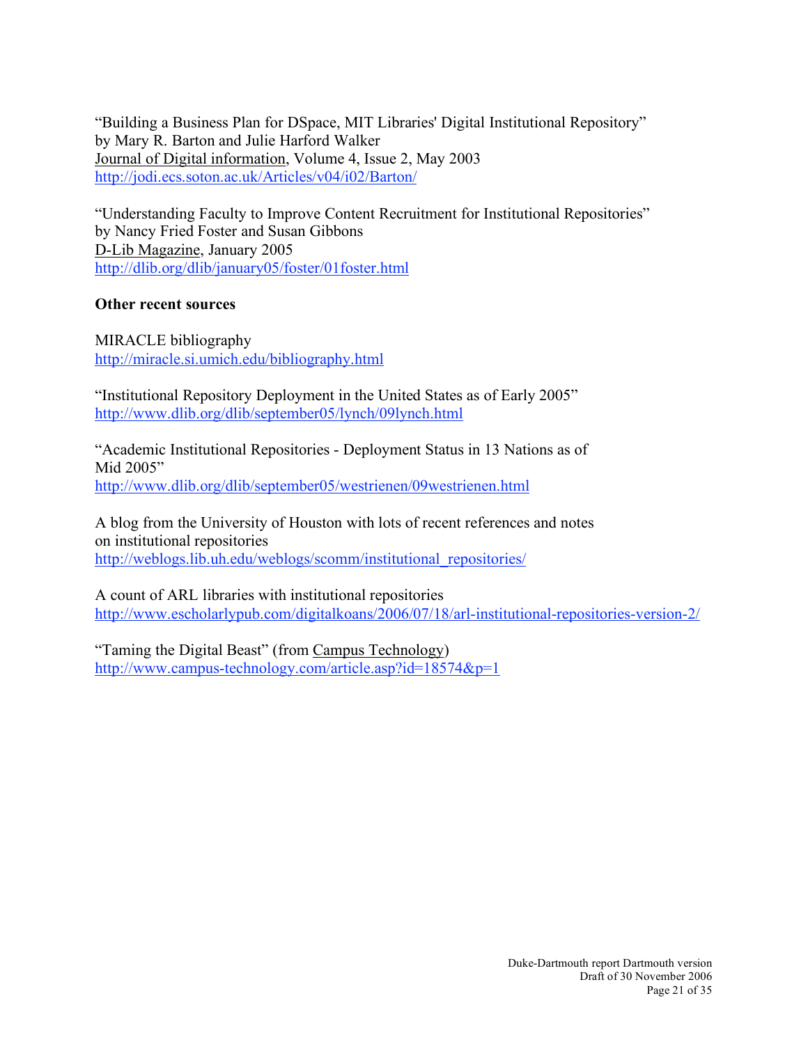"Building a Business Plan for DSpace, MIT Libraries' Digital Institutional Repository"
by Mary R. Barton and Julie Harford Walker
Journal of Digital information, Volume 4, Issue 2, May 2003
http://jodi.ecs.soton.ac.uk/Articles/v04/i02/Barton/

"Understanding Faculty to Improve Content Recruitment for Institutional Repositories"
by Nancy Fried Foster and Susan Gibbons
D-Lib Magazine, January 2005
http://dlib.org/dlib/january05/foster/01foster.html

**Other recent sources**

MIRACLE bibliography
http://miracle.si.umich.edu/bibliography.html

"Institutional Repository Deployment in the United States as of Early 2005"
http://www.dlib.org/dlib/september05/lynch/09lynch.html

"Academic Institutional Repositories - Deployment Status in 13 Nations as of Mid 2005"
http://www.dlib.org/dlib/september05/westrienen/09westrienen.html

A blog from the University of Houston with lots of recent references and notes on institutional repositories
http://weblogs.lib.uh.edu/weblogs/scomm/institutional_repositories/

A count of ARL libraries with institutional repositories
http://www.escholarlypub.com/digitalkoans/2006/07/18/arl-institutional-repositories-version-2/

"Taming the Digital Beast" (from Campus Technology)
http://www.campus-technology.com/article.asp?id=18574&p=1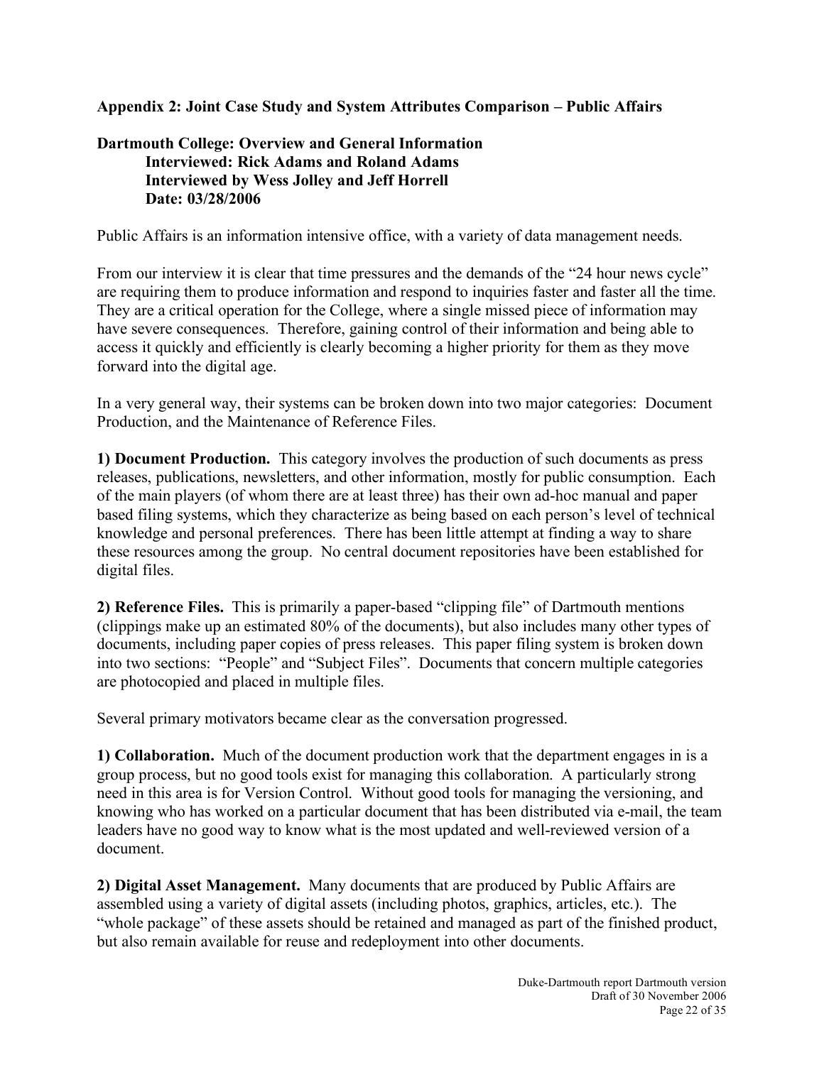**Appendix 2: Joint Case Study and System Attributes Comparison – Public Affairs**

**Dartmouth College: Overview and General Information**
**Interviewed: Rick Adams and Roland Adams**
**Interviewed by Wess Jolley and Jeff Horrell**
**Date: 03/28/2006**

Public Affairs is an information intensive office, with a variety of data management needs.

From our interview it is clear that time pressures and the demands of the "24 hour news cycle" are requiring them to produce information and respond to inquiries faster and faster all the time. They are a critical operation for the College, where a single missed piece of information may have severe consequences. Therefore, gaining control of their information and being able to access it quickly and efficiently is clearly becoming a higher priority for them as they move forward into the digital age.

In a very general way, their systems can be broken down into two major categories: Document Production, and the Maintenance of Reference Files.

**1) Document Production.** This category involves the production of such documents as press releases, publications, newsletters, and other information, mostly for public consumption. Each of the main players (of whom there are at least three) has their own ad-hoc manual and paper based filing systems, which they characterize as being based on each person's level of technical knowledge and personal preferences. There has been little attempt at finding a way to share these resources among the group. No central document repositories have been established for digital files.

**2) Reference Files.** This is primarily a paper-based "clipping file" of Dartmouth mentions (clippings make up an estimated 80% of the documents), but also includes many other types of documents, including paper copies of press releases. This paper filing system is broken down into two sections: "People" and "Subject Files". Documents that concern multiple categories are photocopied and placed in multiple files.

Several primary motivators became clear as the conversation progressed.

**1) Collaboration.** Much of the document production work that the department engages in is a group process, but no good tools exist for managing this collaboration. A particularly strong need in this area is for Version Control. Without good tools for managing the versioning, and knowing who has worked on a particular document that has been distributed via e-mail, the team leaders have no good way to know what is the most updated and well-reviewed version of a document.

**2) Digital Asset Management.** Many documents that are produced by Public Affairs are assembled using a variety of digital assets (including photos, graphics, articles, etc.). The "whole package" of these assets should be retained and managed as part of the finished product, but also remain available for reuse and redeployment into other documents.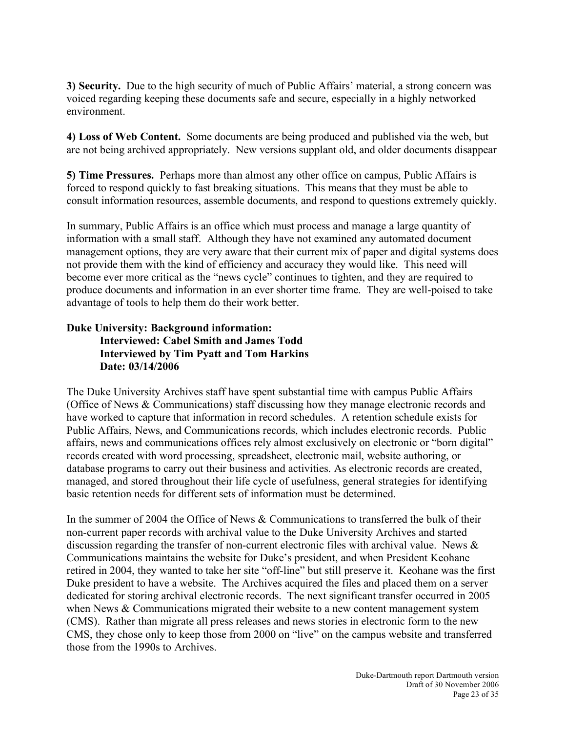**3) Security.** Due to the high security of much of Public Affairs' material, a strong concern was voiced regarding keeping these documents safe and secure, especially in a highly networked environment.

**4) Loss of Web Content.** Some documents are being produced and published via the web, but are not being archived appropriately. New versions supplant old, and older documents disappear

**5) Time Pressures.** Perhaps more than almost any other office on campus, Public Affairs is forced to respond quickly to fast breaking situations. This means that they must be able to consult information resources, assemble documents, and respond to questions extremely quickly.

In summary, Public Affairs is an office which must process and manage a large quantity of information with a small staff. Although they have not examined any automated document management options, they are very aware that their current mix of paper and digital systems does not provide them with the kind of efficiency and accuracy they would like. This need will become ever more critical as the "news cycle" continues to tighten, and they are required to produce documents and information in an ever shorter time frame. They are well-poised to take advantage of tools to help them do their work better.

**Duke University: Background information:**
**Interviewed: Cabel Smith and James Todd**
**Interviewed by Tim Pyatt and Tom Harkins**
**Date: 03/14/2006**

The Duke University Archives staff have spent substantial time with campus Public Affairs (Office of News & Communications) staff discussing how they manage electronic records and have worked to capture that information in record schedules. A retention schedule exists for Public Affairs, News, and Communications records, which includes electronic records. Public affairs, news and communications offices rely almost exclusively on electronic or "born digital" records created with word processing, spreadsheet, electronic mail, website authoring, or database programs to carry out their business and activities. As electronic records are created, managed, and stored throughout their life cycle of usefulness, general strategies for identifying basic retention needs for different sets of information must be determined.

In the summer of 2004 the Office of News & Communications to transferred the bulk of their non-current paper records with archival value to the Duke University Archives and started discussion regarding the transfer of non-current electronic files with archival value. News & Communications maintains the website for Duke's president, and when President Keohane retired in 2004, they wanted to take her site "off-line" but still preserve it. Keohane was the first Duke president to have a website. The Archives acquired the files and placed them on a server dedicated for storing archival electronic records. The next significant transfer occurred in 2005 when News & Communications migrated their website to a new content management system (CMS). Rather than migrate all press releases and news stories in electronic form to the new CMS, they chose only to keep those from 2000 on "live" on the campus website and transferred those from the 1990s to Archives.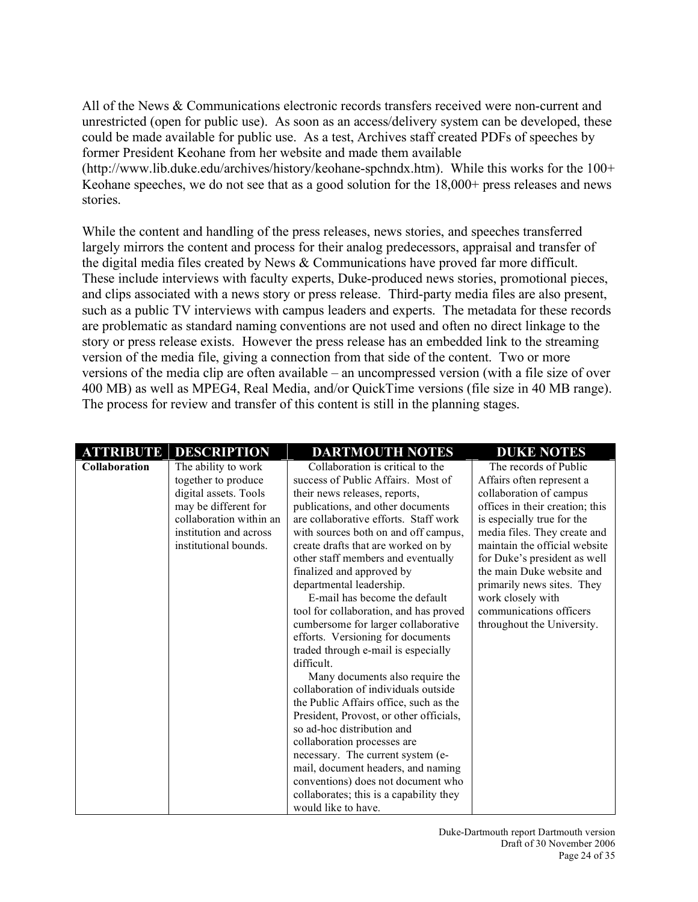All of the News & Communications electronic records transfers received were non-current and unrestricted (open for public use). As soon as an access/delivery system can be developed, these could be made available for public use. As a test, Archives staff created PDFs of speeches by former President Keohane from her website and made them available (http://www.lib.duke.edu/archives/history/keohane-spchndx.htm). While this works for the 100+ Keohane speeches, we do not see that as a good solution for the 18,000+ press releases and news stories.

While the content and handling of the press releases, news stories, and speeches transferred largely mirrors the content and process for their analog predecessors, appraisal and transfer of the digital media files created by News & Communications have proved far more difficult. These include interviews with faculty experts, Duke-produced news stories, promotional pieces, and clips associated with a news story or press release. Third-party media files are also present, such as a public TV interviews with campus leaders and experts. The metadata for these records are problematic as standard naming conventions are not used and often no direct linkage to the story or press release exists. However the press release has an embedded link to the streaming version of the media file, giving a connection from that side of the content. Two or more versions of the media clip are often available – an uncompressed version (with a file size of over 400 MB) as well as MPEG4, Real Media, and/or QuickTime versions (file size in 40 MB range). The process for review and transfer of this content is still in the planning stages.

| ATTRIBUTE | DESCRIPTION | DARTMOUTH NOTES | DUKE NOTES |
|---|---|---|---|
| **Collaboration** | The ability to work together to produce digital assets. Tools may be different for collaboration within an institution and across institutional bounds. | Collaboration is critical to the success of Public Affairs. Most of their news releases, reports, publications, and other documents are collaborative efforts. Staff work with sources both on and off campus, create drafts that are worked on by other staff members and eventually finalized and approved by departmental leadership.<br>E-mail has become the default tool for collaboration, and has proved cumbersome for larger collaborative efforts. Versioning for documents traded through e-mail is especially difficult.<br>Many documents also require the collaboration of individuals outside the Public Affairs office, such as the President, Provost, or other officials, so ad-hoc distribution and collaboration processes are necessary. The current system (e-mail, document headers, and naming conventions) does not document who collaborates; this is a capability they would like to have. | The records of Public Affairs often represent a collaboration of campus offices in their creation; this is especially true for the media files. They create and maintain the official website for Duke's president as well the main Duke website and primarily news sites. They work closely with communications officers throughout the University. |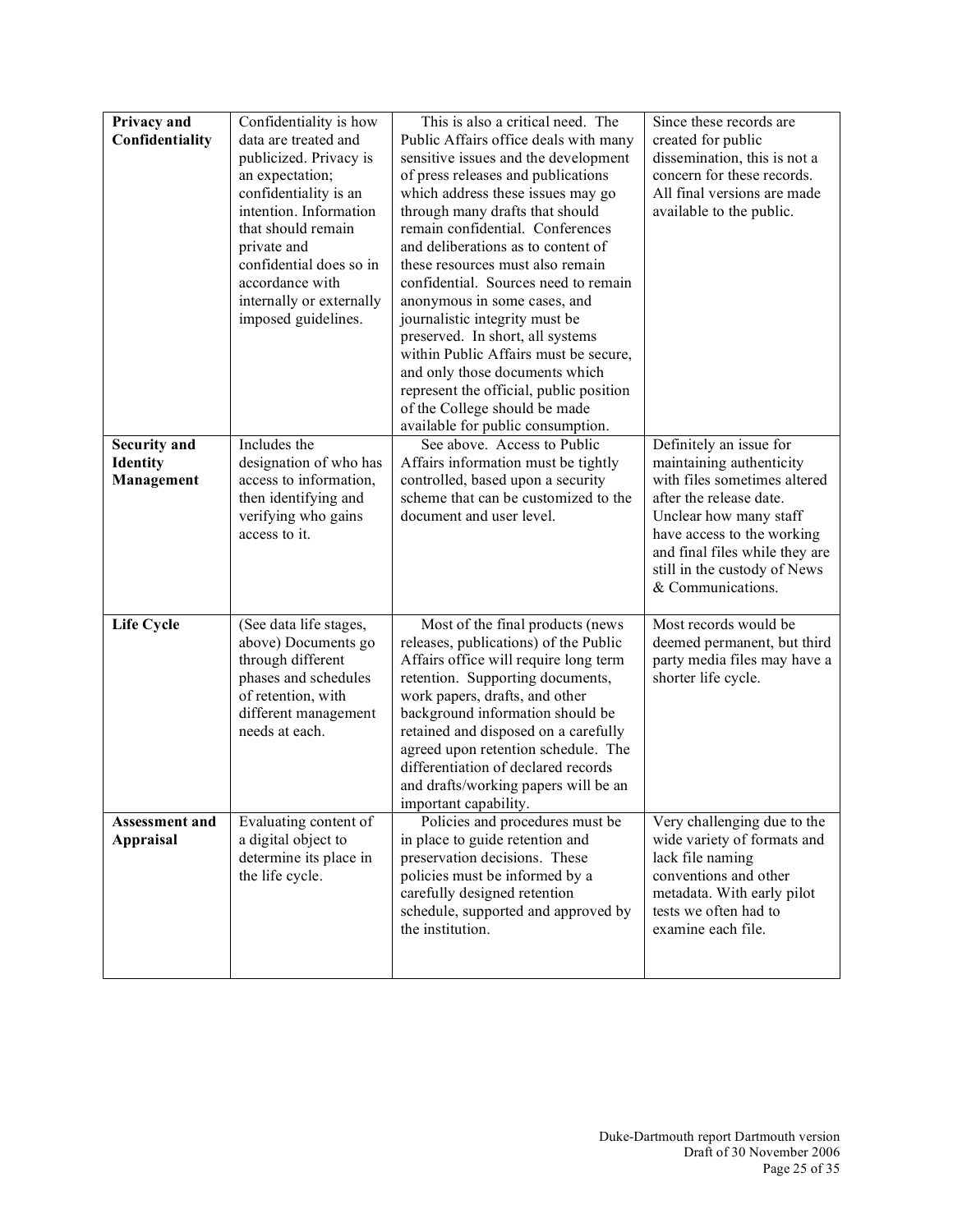| **Privacy and Confidentiality** | Confidentiality is how data are treated and publicized. Privacy is an expectation; confidentiality is an intention. Information that should remain private and confidential does so in accordance with internally or externally imposed guidelines. | This is also a critical need. The Public Affairs office deals with many sensitive issues and the development of press releases and publications which address these issues may go through many drafts that should remain confidential. Conferences and deliberations as to content of these resources must also remain confidential. Sources need to remain anonymous in some cases, and journalistic integrity must be preserved. In short, all systems within Public Affairs must be secure, and only those documents which represent the official, public position of the College should be made available for public consumption. | Since these records are created for public dissemination, this is not a concern for these records. All final versions are made available to the public. |
|---|---|---|---|
| **Security and Identity Management** | Includes the designation of who has access to information, then identifying and verifying who gains access to it. | See above. Access to Public Affairs information must be tightly controlled, based upon a security scheme that can be customized to the document and user level. | Definitely an issue for maintaining authenticity with files sometimes altered after the release date. Unclear how many staff have access to the working and final files while they are still in the custody of News & Communications. |
| **Life Cycle** | (See data life stages, above) Documents go through different phases and schedules of retention, with different management needs at each. | Most of the final products (news releases, publications) of the Public Affairs office will require long term retention. Supporting documents, work papers, drafts, and other background information should be retained and disposed on a carefully agreed upon retention schedule. The differentiation of declared records and drafts/working papers will be an important capability. | Most records would be deemed permanent, but third party media files may have a shorter life cycle. |
| **Assessment and Appraisal** | Evaluating content of a digital object to determine its place in the life cycle. | Policies and procedures must be in place to guide retention and preservation decisions. These policies must be informed by a carefully designed retention schedule, supported and approved by the institution. | Very challenging due to the wide variety of formats and lack file naming conventions and other metadata. With early pilot tests we often had to examine each file. |

Duke-Dartmouth report Dartmouth version
Draft of 30 November 2006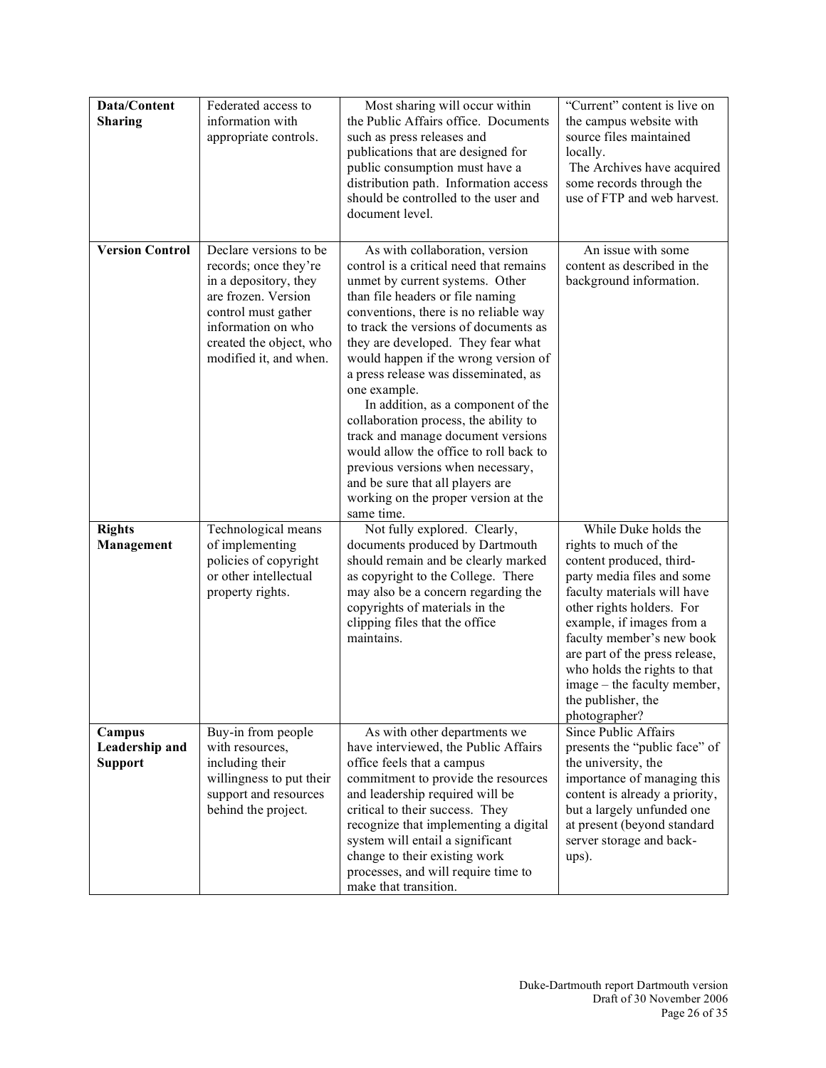| **Data/Content Sharing** | Federated access to information with appropriate controls. | Most sharing will occur within the Public Affairs office. Documents such as press releases and publications that are designed for public consumption must have a distribution path. Information access should be controlled to the user and document level. | "Current" content is live on the campus website with source files maintained locally. The Archives have acquired some records through the use of FTP and web harvest. |
|---|---|---|---|
| **Version Control** | Declare versions to be records; once they're in a depository, they are frozen. Version control must gather information on who created the object, who modified it, and when. | As with collaboration, version control is a critical need that remains unmet by current systems. Other than file headers or file naming conventions, there is no reliable way to track the versions of documents as they are developed. They fear what would happen if the wrong version of a press release was disseminated, as one example. In addition, as a component of the collaboration process, the ability to track and manage document versions would allow the office to roll back to previous versions when necessary, and be sure that all players are working on the proper version at the same time. | An issue with some content as described in the background information. |
| **Rights Management** | Technological means of implementing policies of copyright or other intellectual property rights. | Not fully explored. Clearly, documents produced by Dartmouth should remain and be clearly marked as copyright to the College. There may also be a concern regarding the copyrights of materials in the clipping files that the office maintains. | While Duke holds the rights to much of the content produced, third-party media files and some faculty materials will have other rights holders. For example, if images from a faculty member's new book are part of the press release, who holds the rights to that image – the faculty member, the publisher, the photographer? |
| **Campus Leadership and Support** | Buy-in from people with resources, including their willingness to put their support and resources behind the project. | As with other departments we have interviewed, the Public Affairs office feels that a campus commitment to provide the resources and leadership required will be critical to their success. They recognize that implementing a digital system will entail a significant change to their existing work processes, and will require time to make that transition. | Since Public Affairs presents the "public face" of the university, the importance of managing this content is already a priority, but a largely unfunded one at present (beyond standard server storage and back-ups). |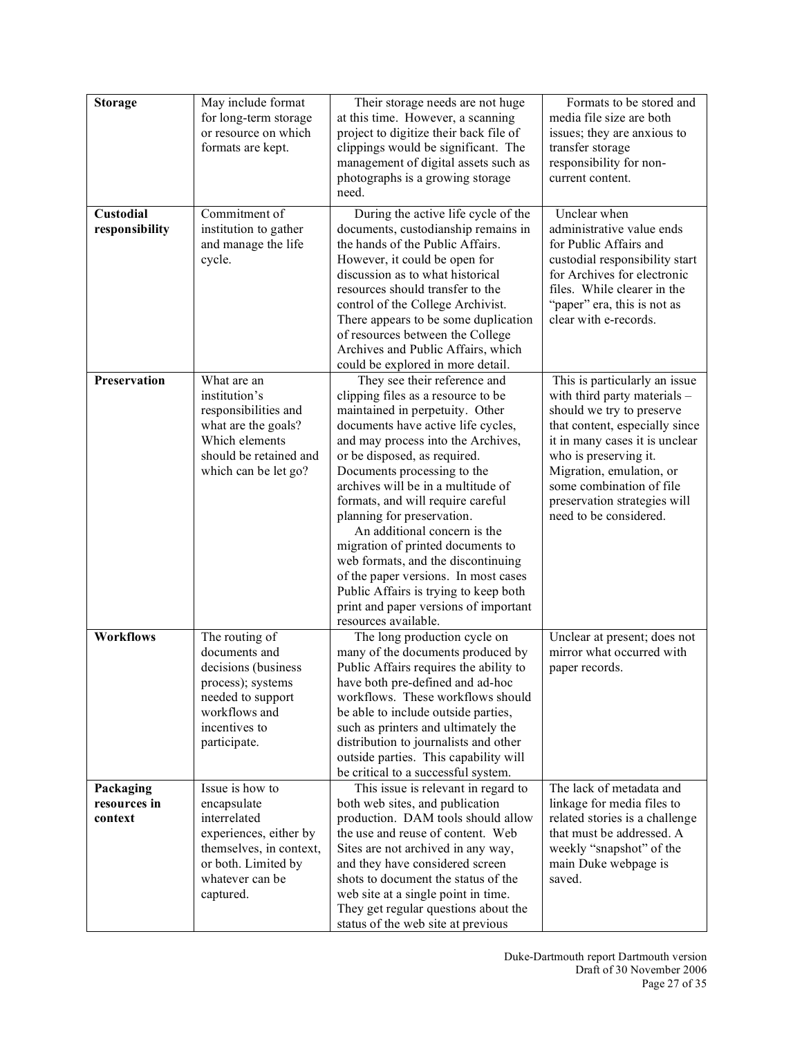| **Storage** | May include format for long-term storage or resource on which formats are kept. | Their storage needs are not huge at this time. However, a scanning project to digitize their back file of clippings would be significant. The management of digital assets such as photographs is a growing storage need. | Formats to be stored and media file size are both issues; they are anxious to transfer storage responsibility for non-current content. |
|---|---|---|---|
| **Custodial responsibility** | Commitment of institution to gather and manage the life cycle. | During the active life cycle of the documents, custodianship remains in the hands of the Public Affairs. However, it could be open for discussion as to what historical resources should transfer to the control of the College Archivist. There appears to be some duplication of resources between the College Archives and Public Affairs, which could be explored in more detail. | Unclear when administrative value ends for Public Affairs and custodial responsibility start for Archives for electronic files. While clearer in the "paper" era, this is not as clear with e-records. |
| **Preservation** | What are an institution's responsibilities and what are the goals? Which elements should be retained and which can be let go? | They see their reference and clipping files as a resource to be maintained in perpetuity. Other documents have active life cycles, and may process into the Archives, or be disposed, as required. Documents processing to the archives will be in a multitude of formats, and will require careful planning for preservation. An additional concern is the migration of printed documents to web formats, and the discontinuing of the paper versions. In most cases Public Affairs is trying to keep both print and paper versions of important resources available. | This is particularly an issue with third party materials – should we try to preserve that content, especially since it in many cases it is unclear who is preserving it. Migration, emulation, or some combination of file preservation strategies will need to be considered. |
| **Workflows** | The routing of documents and decisions (business process); systems needed to support workflows and incentives to participate. | The long production cycle on many of the documents produced by Public Affairs requires the ability to have both pre-defined and ad-hoc workflows. These workflows should be able to include outside parties, such as printers and ultimately the distribution to journalists and other outside parties. This capability will be critical to a successful system. | Unclear at present; does not mirror what occurred with paper records. |
| **Packaging resources in context** | Issue is how to encapsulate interrelated experiences, either by themselves, in context, or both. Limited by whatever can be captured. | This issue is relevant in regard to both web sites, and publication production. DAM tools should allow the use and reuse of content. Web Sites are not archived in any way, and they have considered screen shots to document the status of the web site at a single point in time. They get regular questions about the status of the web site at previous | The lack of metadata and linkage for media files to related stories is a challenge that must be addressed. A weekly "snapshot" of the main Duke webpage is saved. |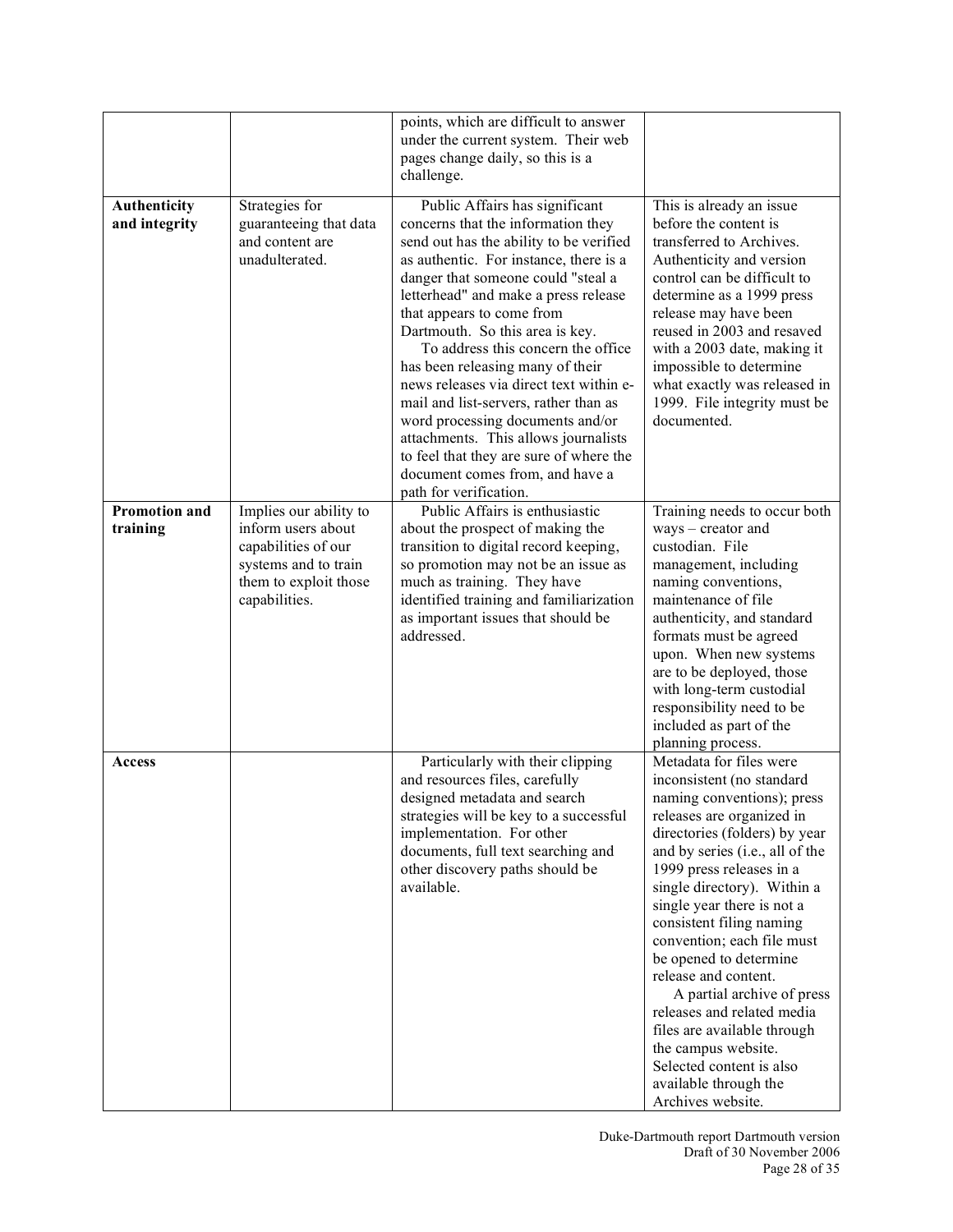| | | | |
|---|---|---|---|
| | | points, which are difficult to answer under the current system. Their web pages change daily, so this is a challenge. | |
| **Authenticity and integrity** | Strategies for guaranteeing that data and content are unadulterated. | Public Affairs has significant concerns that the information they send out has the ability to be verified as authentic. For instance, there is a danger that someone could "steal a letterhead" and make a press release that appears to come from Dartmouth. So this area is key.<br>To address this concern the office has been releasing many of their news releases via direct text within e-mail and list-servers, rather than as word processing documents and/or attachments. This allows journalists to feel that they are sure of where the document comes from, and have a path for verification. | This is already an issue before the content is transferred to Archives. Authenticity and version control can be difficult to determine as a 1999 press release may have been reused in 2003 and resaved with a 2003 date, making it impossible to determine what exactly was released in 1999. File integrity must be documented. |
| **Promotion and training** | Implies our ability to inform users about capabilities of our systems and to train them to exploit those capabilities. | Public Affairs is enthusiastic about the prospect of making the transition to digital record keeping, so promotion may not be an issue as much as training. They have identified training and familiarization as important issues that should be addressed. | Training needs to occur both ways – creator and custodian. File management, including naming conventions, maintenance of file authenticity, and standard formats must be agreed upon. When new systems are to be deployed, those with long-term custodial responsibility need to be included as part of the planning process. |
| **Access** | | Particularly with their clipping and resources files, carefully designed metadata and search strategies will be key to a successful implementation. For other documents, full text searching and other discovery paths should be available. | Metadata for files were inconsistent (no standard naming conventions); press releases are organized in directories (folders) by year and by series (i.e., all of the 1999 press releases in a single directory). Within a single year there is not a consistent filing naming convention; each file must be opened to determine release and content.<br>A partial archive of press releases and related media files are available through the campus website. Selected content is also available through the Archives website. |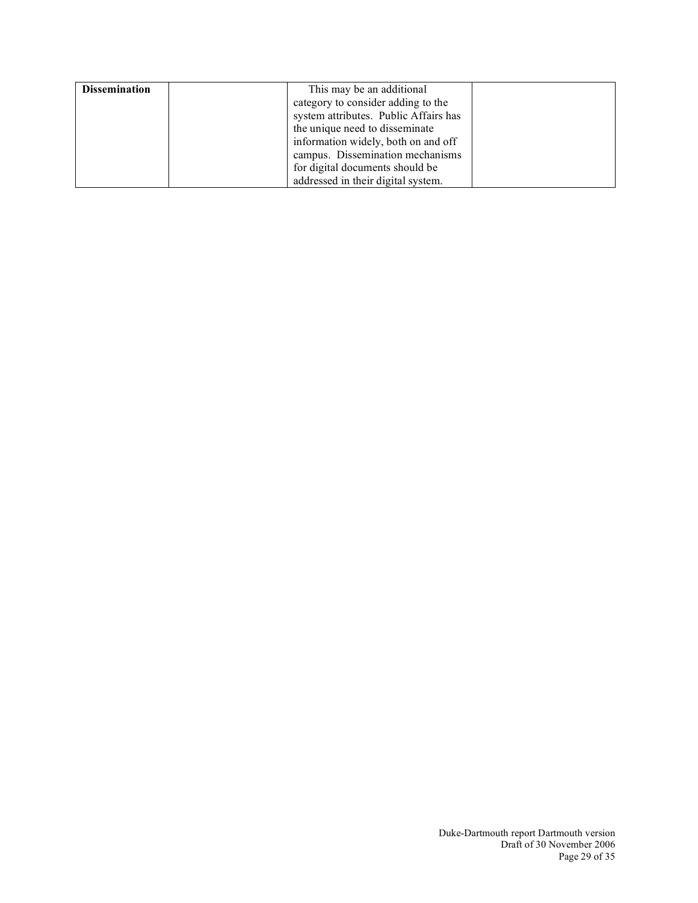| **Dissemination** | | This may be an additional category to consider adding to the system attributes. Public Affairs has the unique need to disseminate information widely, both on and off campus. Dissemination mechanisms for digital documents should be addressed in their digital system. | |
|---|---|---|---|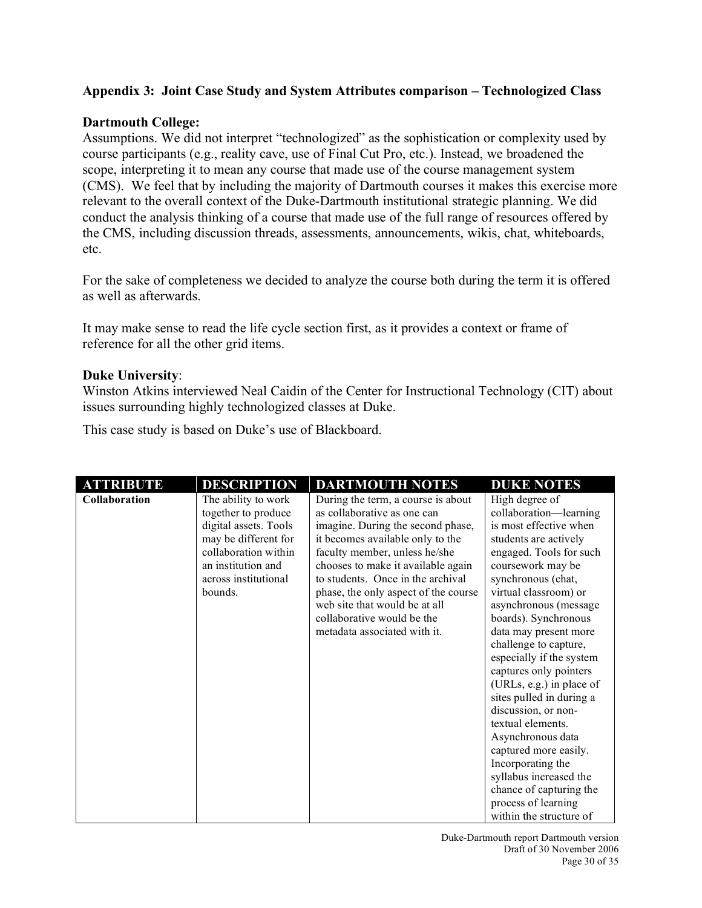**Appendix 3: Joint Case Study and System Attributes comparison – Technologized Class**

**Dartmouth College:**
Assumptions. We did not interpret "technologized" as the sophistication or complexity used by course participants (e.g., reality cave, use of Final Cut Pro, etc.). Instead, we broadened the scope, interpreting it to mean any course that made use of the course management system (CMS). We feel that by including the majority of Dartmouth courses it makes this exercise more relevant to the overall context of the Duke-Dartmouth institutional strategic planning. We did conduct the analysis thinking of a course that made use of the full range of resources offered by the CMS, including discussion threads, assessments, announcements, wikis, chat, whiteboards, etc.

For the sake of completeness we decided to analyze the course both during the term it is offered as well as afterwards.

It may make sense to read the life cycle section first, as it provides a context or frame of reference for all the other grid items.

**Duke University**:
Winston Atkins interviewed Neal Caidin of the Center for Instructional Technology (CIT) about issues surrounding highly technologized classes at Duke.

This case study is based on Duke's use of Blackboard.

| ATTRIBUTE | DESCRIPTION | DARTMOUTH NOTES | DUKE NOTES |
|---|---|---|---|
| **Collaboration** | The ability to work together to produce digital assets. Tools may be different for collaboration within an institution and across institutional bounds. | During the term, a course is about as collaborative as one can imagine. During the second phase, it becomes available only to the faculty member, unless he/she chooses to make it available again to students. Once in the archival phase, the only aspect of the course web site that would be at all collaborative would be the metadata associated with it. | High degree of collaboration—learning is most effective when students are actively engaged. Tools for such coursework may be synchronous (chat, virtual classroom) or asynchronous (message boards). Synchronous data may present more challenge to capture, especially if the system captures only pointers (URLs, e.g.) in place of sites pulled in during a discussion, or non-textual elements. Asynchronous data captured more easily. Incorporating the syllabus increased the chance of capturing the process of learning within the structure of |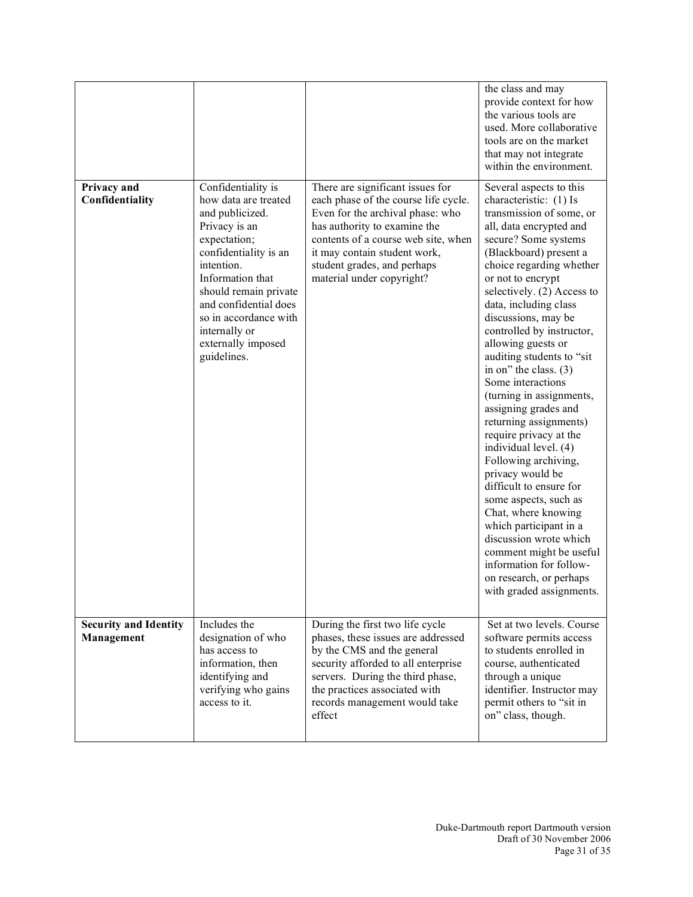| | | | |
|---|---|---|---|
| | | | the class and may provide context for how the various tools are used. More collaborative tools are on the market that may not integrate within the environment. |
| **Privacy and Confidentiality** | Confidentiality is how data are treated and publicized. Privacy is an expectation; confidentiality is an intention. Information that should remain private and confidential does so in accordance with internally or externally imposed guidelines. | There are significant issues for each phase of the course life cycle. Even for the archival phase: who has authority to examine the contents of a course web site, when it may contain student work, student grades, and perhaps material under copyright? | Several aspects to this characteristic: (1) Is transmission of some, or all, data encrypted and secure? Some systems (Blackboard) present a choice regarding whether or not to encrypt selectively. (2) Access to data, including class discussions, may be controlled by instructor, allowing guests or auditing students to "sit in on" the class. (3) Some interactions (turning in assignments, assigning grades and returning assignments) require privacy at the individual level. (4) Following archiving, privacy would be difficult to ensure for some aspects, such as Chat, where knowing which participant in a discussion wrote which comment might be useful information for follow-on research, or perhaps with graded assignments. |
| **Security and Identity Management** | Includes the designation of who has access to information, then identifying and verifying who gains access to it. | During the first two life cycle phases, these issues are addressed by the CMS and the general security afforded to all enterprise servers. During the third phase, the practices associated with records management would take effect | Set at two levels. Course software permits access to students enrolled in course, authenticated through a unique identifier. Instructor may permit others to "sit in on" class, though. |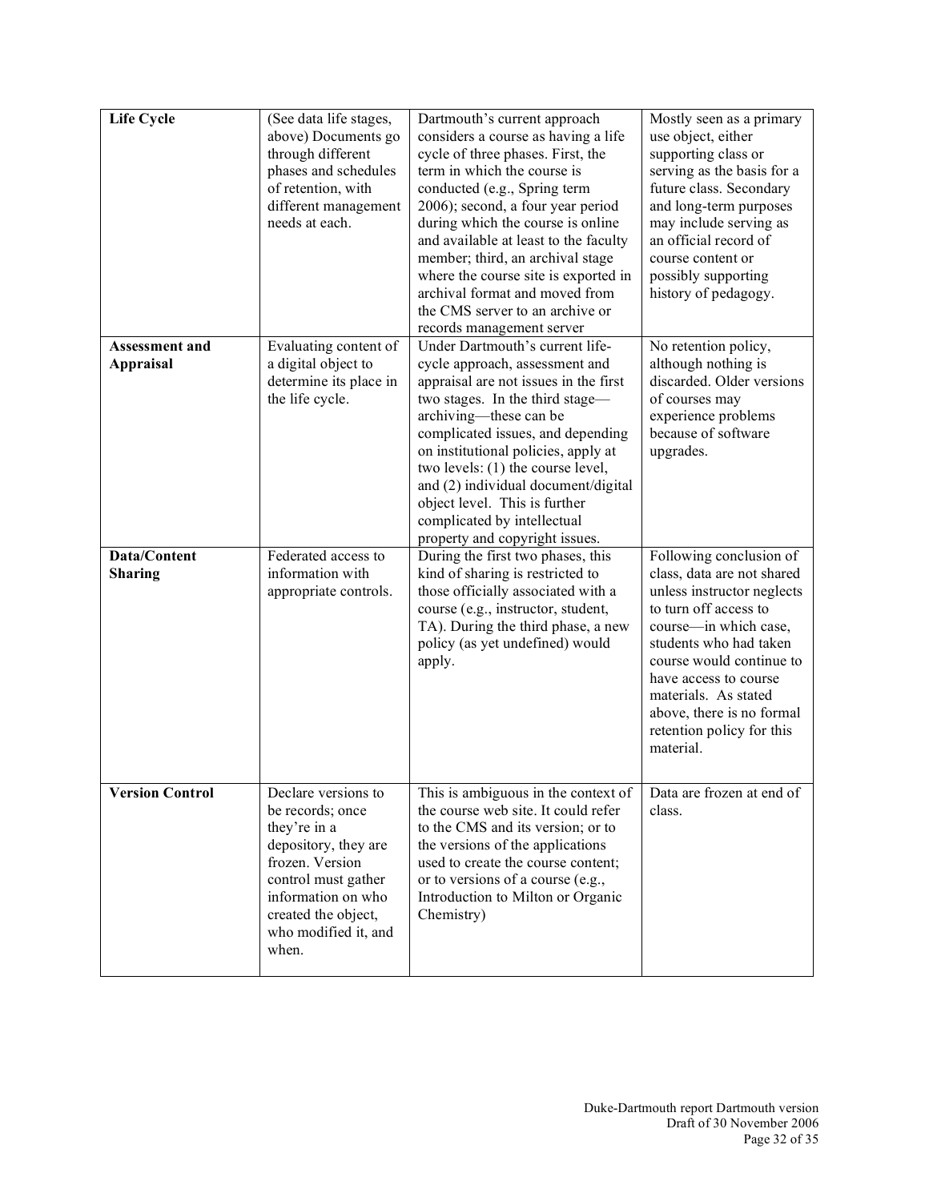| **Life Cycle** | (See data life stages, above) Documents go through different phases and schedules of retention, with different management needs at each. | Dartmouth's current approach considers a course as having a life cycle of three phases. First, the term in which the course is conducted (e.g., Spring term 2006); second, a four year period during which the course is online and available at least to the faculty member; third, an archival stage where the course site is exported in archival format and moved from the CMS server to an archive or records management server | Mostly seen as a primary use object, either supporting class or serving as the basis for a future class. Secondary and long-term purposes may include serving as an official record of course content or possibly supporting history of pedagogy. |
|---|---|---|---|
| **Assessment and Appraisal** | Evaluating content of a digital object to determine its place in the life cycle. | Under Dartmouth's current life-cycle approach, assessment and appraisal are not issues in the first two stages. In the third stage—archiving—these can be complicated issues, and depending on institutional policies, apply at two levels: (1) the course level, and (2) individual document/digital object level. This is further complicated by intellectual property and copyright issues. | No retention policy, although nothing is discarded. Older versions of courses may experience problems because of software upgrades. |
| **Data/Content Sharing** | Federated access to information with appropriate controls. | During the first two phases, this kind of sharing is restricted to those officially associated with a course (e.g., instructor, student, TA). During the third phase, a new policy (as yet undefined) would apply. | Following conclusion of class, data are not shared unless instructor neglects to turn off access to course—in which case, students who had taken course would continue to have access to course materials. As stated above, there is no formal retention policy for this material. |
| **Version Control** | Declare versions to be records; once they're in a depository, they are frozen. Version control must gather information on who created the object, who modified it, and when. | This is ambiguous in the context of the course web site. It could refer to the CMS and its version; or to the versions of the applications used to create the course content; or to versions of a course (e.g., Introduction to Milton or Organic Chemistry) | Data are frozen at end of class. |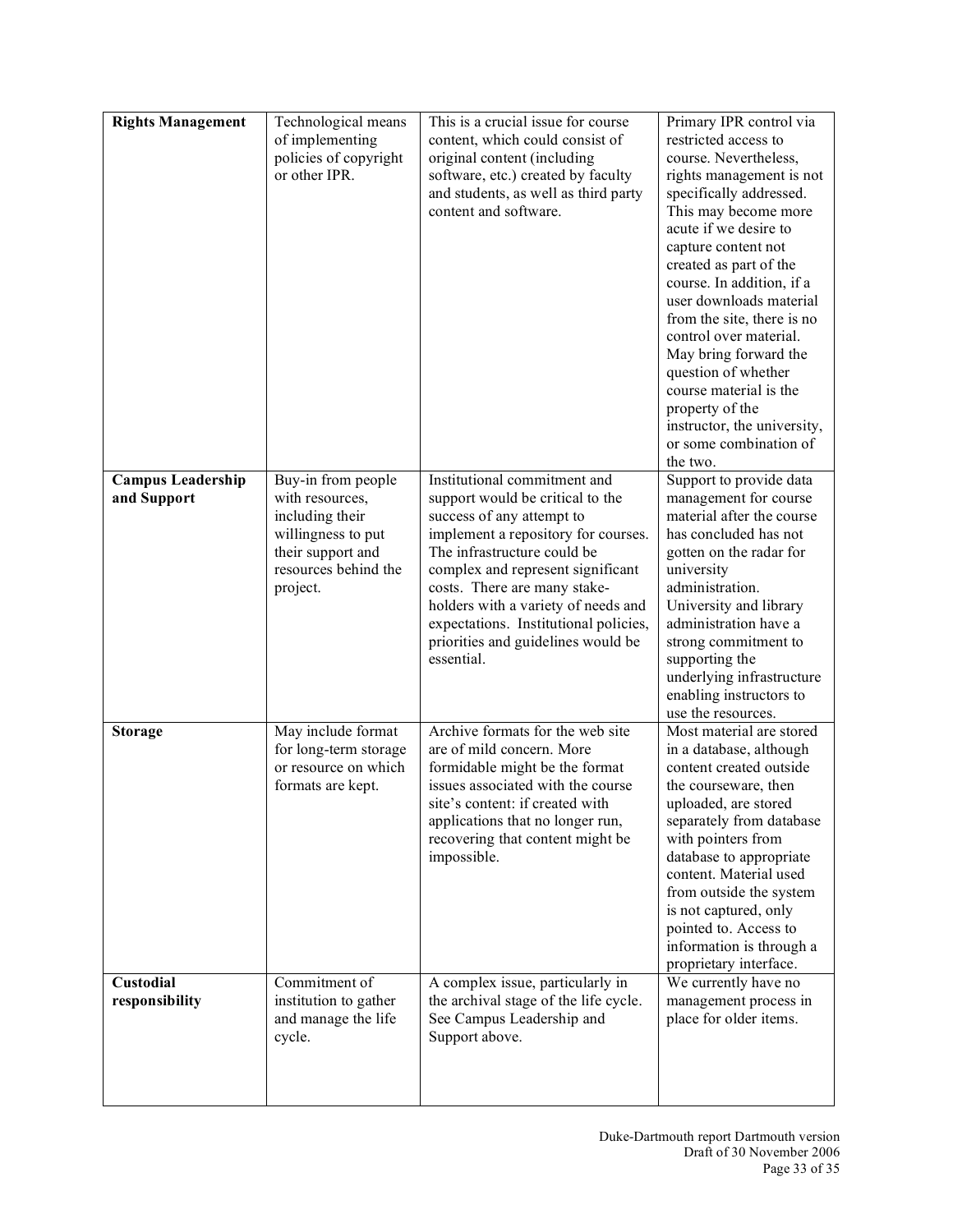| **Rights Management** | Technological means of implementing policies of copyright or other IPR. | This is a crucial issue for course content, which could consist of original content (including software, etc.) created by faculty and students, as well as third party content and software. | Primary IPR control via restricted access to course. Nevertheless, rights management is not specifically addressed. This may become more acute if we desire to capture content not created as part of the course. In addition, if a user downloads material from the site, there is no control over material. May bring forward the question of whether course material is the property of the instructor, the university, or some combination of the two. |
|---|---|---|---|
| **Campus Leadership and Support** | Buy-in from people with resources, including their willingness to put their support and resources behind the project. | Institutional commitment and support would be critical to the success of any attempt to implement a repository for courses. The infrastructure could be complex and represent significant costs. There are many stake-holders with a variety of needs and expectations. Institutional policies, priorities and guidelines would be essential. | Support to provide data management for course material after the course has concluded has not gotten on the radar for university administration. University and library administration have a strong commitment to supporting the underlying infrastructure enabling instructors to use the resources. |
| **Storage** | May include format for long-term storage or resource on which formats are kept. | Archive formats for the web site are of mild concern. More formidable might be the format issues associated with the course site's content: if created with applications that no longer run, recovering that content might be impossible. | Most material are stored in a database, although content created outside the courseware, then uploaded, are stored separately from database with pointers from database to appropriate content. Material used from outside the system is not captured, only pointed to. Access to information is through a proprietary interface. |
| **Custodial responsibility** | Commitment of institution to gather and manage the life cycle. | A complex issue, particularly in the archival stage of the life cycle. See Campus Leadership and Support above. | We currently have no management process in place for older items. |

Duke-Dartmouth report Dartmouth version
Draft of 30 November 2006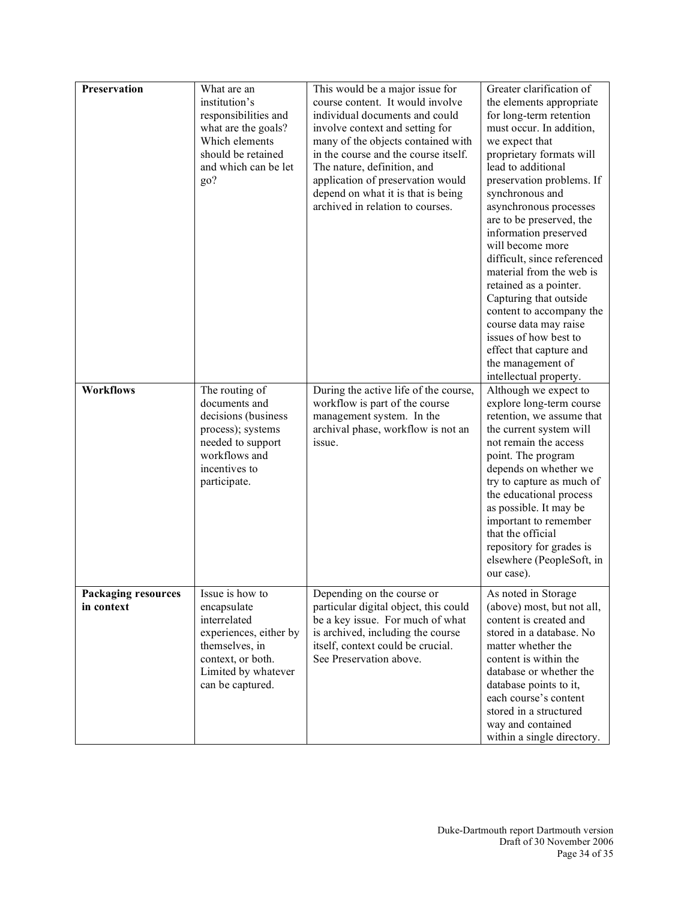| **Preservation** | What are an institution's responsibilities and what are the goals? Which elements should be retained and which can be let go? | This would be a major issue for course content. It would involve individual documents and could involve context and setting for many of the objects contained with in the course and the course itself. The nature, definition, and application of preservation would depend on what it is that is being archived in relation to courses. | Greater clarification of the elements appropriate for long-term retention must occur. In addition, we expect that proprietary formats will lead to additional preservation problems. If synchronous and asynchronous processes are to be preserved, the information preserved will become more difficult, since referenced material from the web is retained as a pointer. Capturing that outside content to accompany the course data may raise issues of how best to effect that capture and the management of intellectual property. |
|---|---|---|---|
| **Workflows** | The routing of documents and decisions (business process); systems needed to support workflows and incentives to participate. | During the active life of the course, workflow is part of the course management system. In the archival phase, workflow is not an issue. | Although we expect to explore long-term course retention, we assume that the current system will not remain the access point. The program depends on whether we try to capture as much of the educational process as possible. It may be important to remember that the official repository for grades is elsewhere (PeopleSoft, in our case). |
| **Packaging resources in context** | Issue is how to encapsulate interrelated experiences, either by themselves, in context, or both. Limited by whatever can be captured. | Depending on the course or particular digital object, this could be a key issue. For much of what is archived, including the course itself, context could be crucial. See Preservation above. | As noted in Storage (above) most, but not all, content is created and stored in a database. No matter whether the content is within the database or whether the database points to it, each course's content stored in a structured way and contained within a single directory. |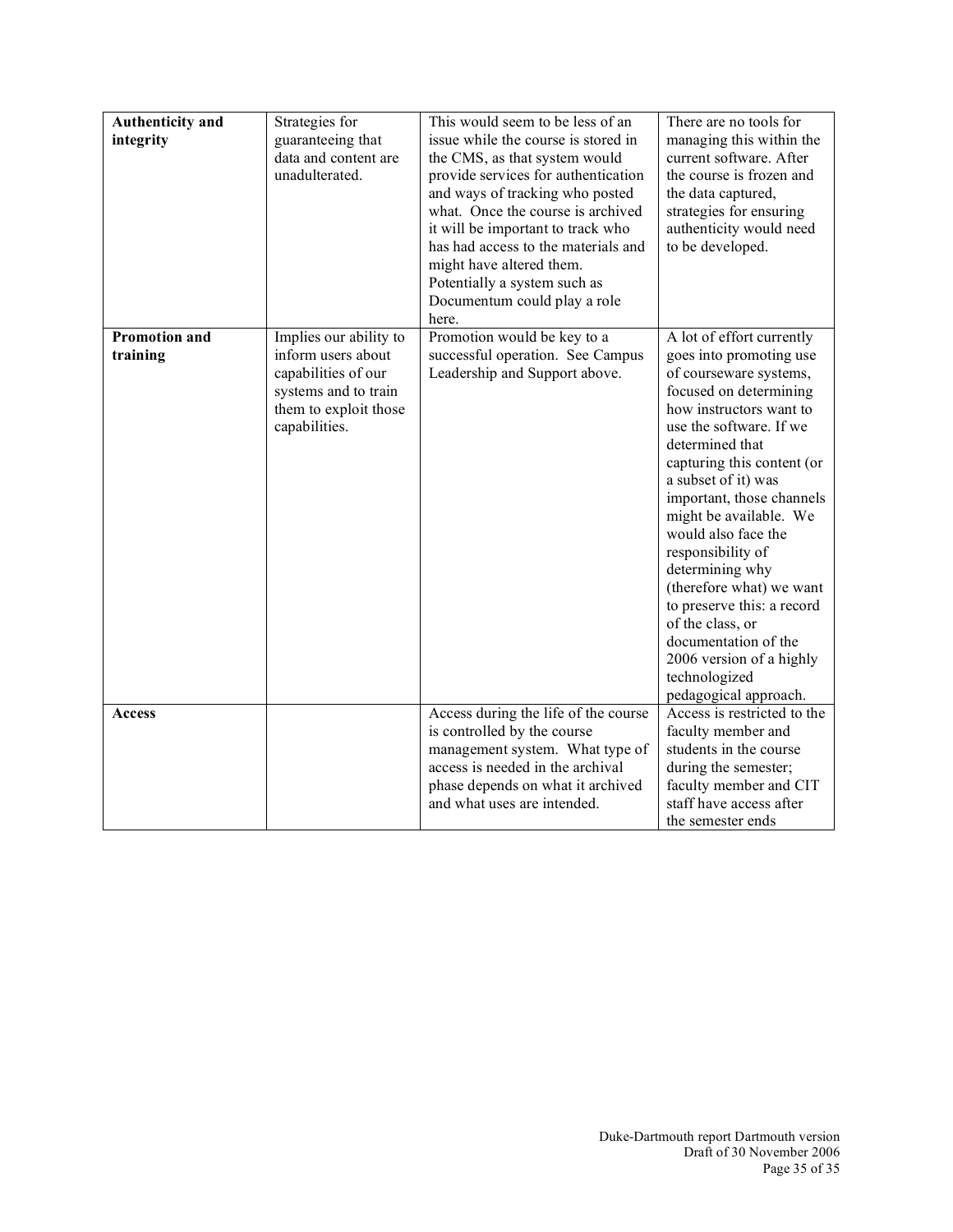| | | | |
|---|---|---|---|
| **Authenticity and integrity** | Strategies for guaranteeing that data and content are unadulterated. | This would seem to be less of an issue while the course is stored in the CMS, as that system would provide services for authentication and ways of tracking who posted what. Once the course is archived it will be important to track who has had access to the materials and might have altered them. Potentially a system such as Documentum could play a role here. | There are no tools for managing this within the current software. After the course is frozen and the data captured, strategies for ensuring authenticity would need to be developed. |
| **Promotion and training** | Implies our ability to inform users about capabilities of our systems and to train them to exploit those capabilities. | Promotion would be key to a successful operation. See Campus Leadership and Support above. | A lot of effort currently goes into promoting use of courseware systems, focused on determining how instructors want to use the software. If we determined that capturing this content (or a subset of it) was important, those channels might be available. We would also face the responsibility of determining why (therefore what) we want to preserve this: a record of the class, or documentation of the 2006 version of a highly technologized pedagogical approach. |
| **Access** | | Access during the life of the course is controlled by the course management system. What type of access is needed in the archival phase depends on what it archived and what uses are intended. | Access is restricted to the faculty member and students in the course during the semester; faculty member and CIT staff have access after the semester ends |